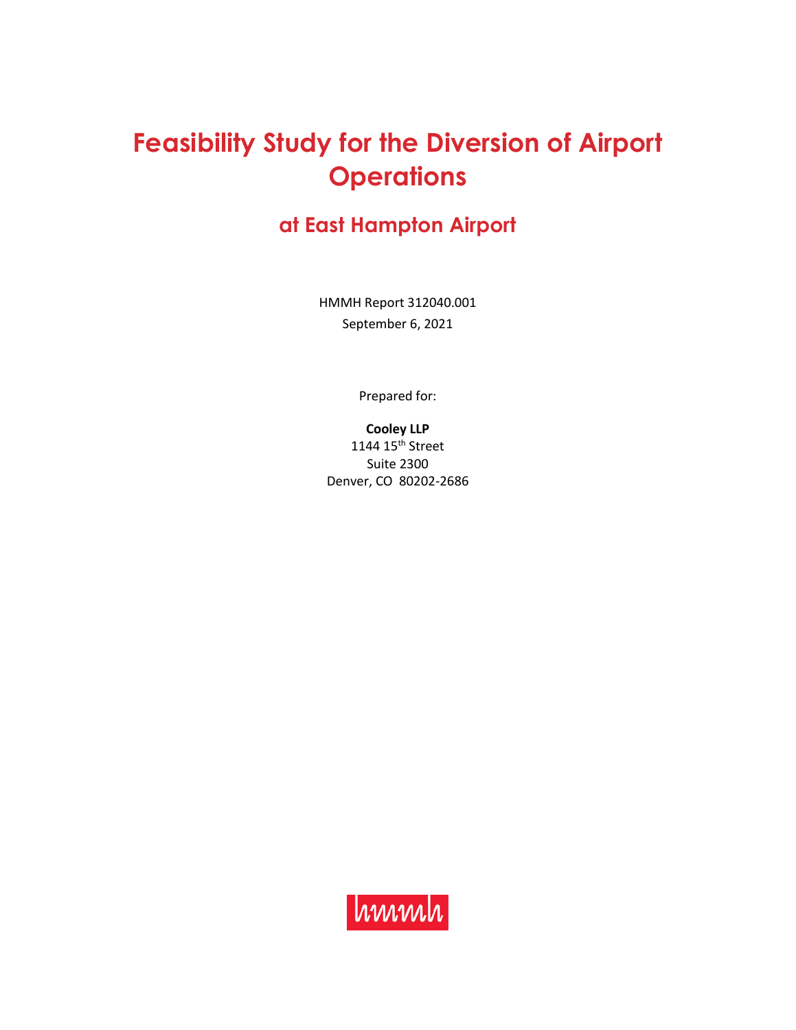# Feasibility Study for the Diversion of Airport Operations

## at East Hampton Airport

HMMH Report 312040.001

September 6, 2021

Prepared for:

**Cooley LLP**

1144 15th Street

Suite 2300

Denver, CO 80202-2686

hmmh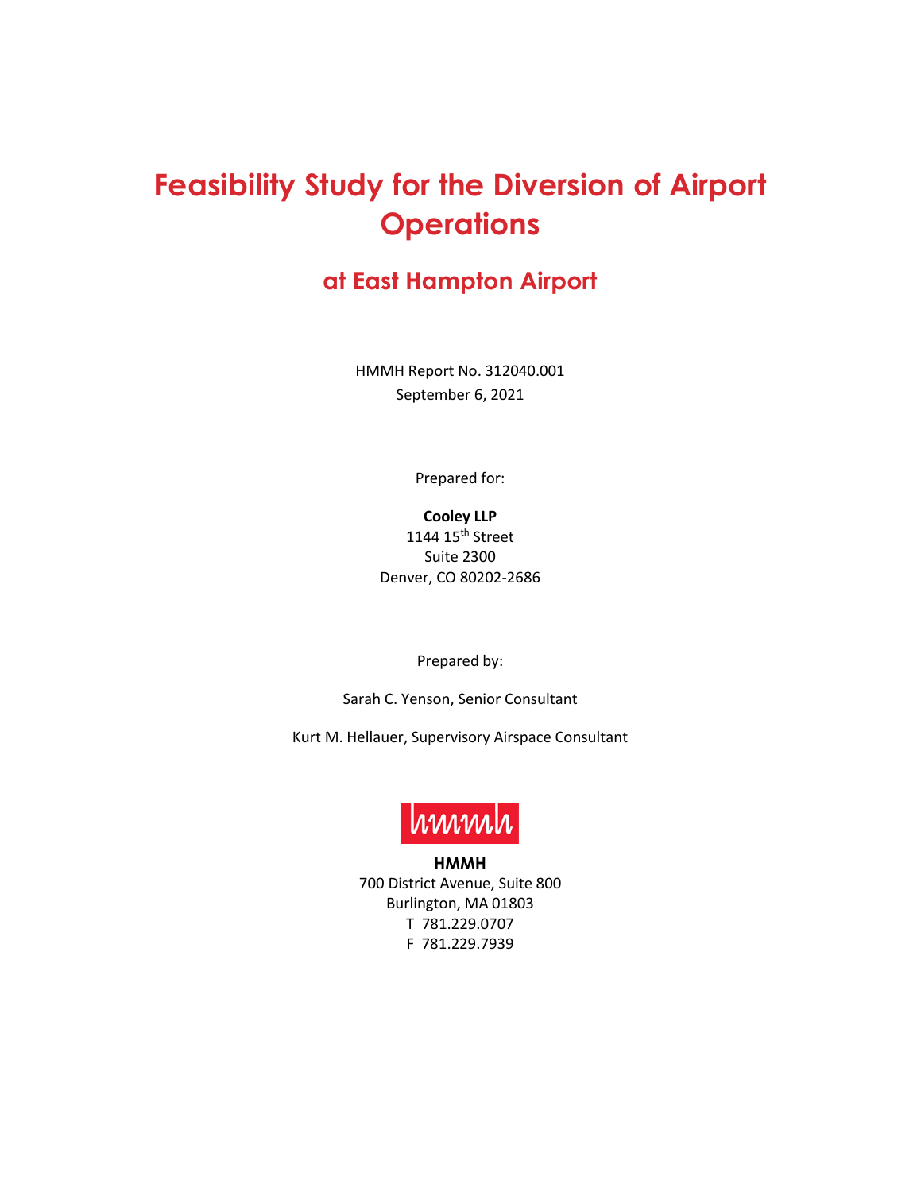# Feasibility Study for the Diversion of Airport Operations

## at East Hampton Airport

HMMH Report No. 312040.001
September 6, 2021

Prepared for:

**Cooley LLP**
1144 15th Street
Suite 2300
Denver, CO 80202-2686

Prepared by:

Sarah C. Yenson, Senior Consultant

Kurt M. Hellauer, Supervisory Airspace Consultant

**HMMH**
700 District Avenue, Suite 800
Burlington, MA 01803
T 781.229.0707
F 781.229.7939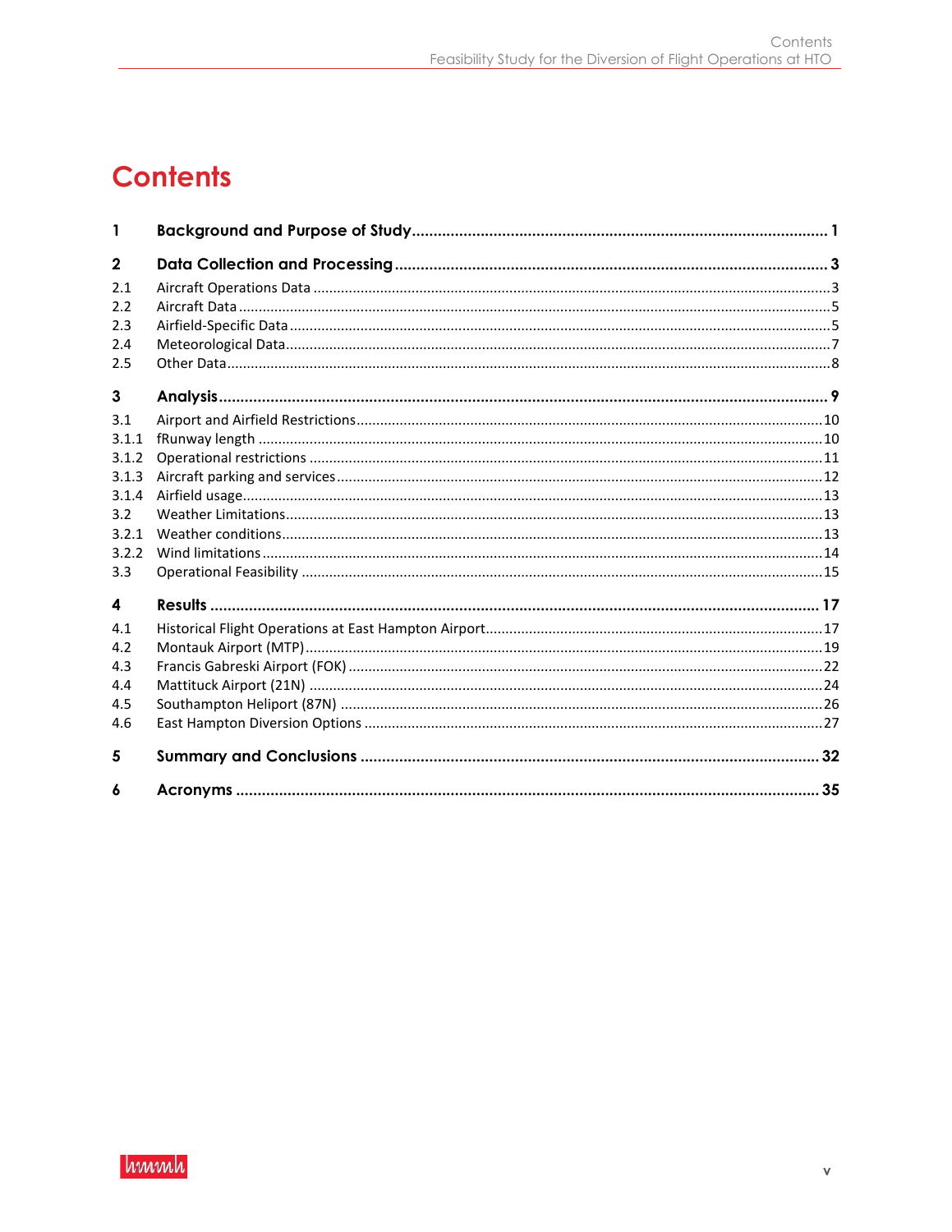# Contents

| | | |
|---|---|---|
| **1** | **Background and Purpose of Study** | **1** |
| **2** | **Data Collection and Processing** | **3** |
| 2.1 | Aircraft Operations Data | 3 |
| 2.2 | Aircraft Data | 5 |
| 2.3 | Airfield-Specific Data | 5 |
| 2.4 | Meteorological Data | 7 |
| 2.5 | Other Data | 8 |
| **3** | **Analysis** | **9** |
| 3.1 | Airport and Airfield Restrictions | 10 |
| 3.1.1 | fRunway length | 10 |
| 3.1.2 | Operational restrictions | 11 |
| 3.1.3 | Aircraft parking and services | 12 |
| 3.1.4 | Airfield usage | 13 |
| 3.2 | Weather Limitations | 13 |
| 3.2.1 | Weather conditions | 13 |
| 3.2.2 | Wind limitations | 14 |
| 3.3 | Operational Feasibility | 15 |
| **4** | **Results** | **17** |
| 4.1 | Historical Flight Operations at East Hampton Airport | 17 |
| 4.2 | Montauk Airport (MTP) | 19 |
| 4.3 | Francis Gabreski Airport (FOK) | 22 |
| 4.4 | Mattituck Airport (21N) | 24 |
| 4.5 | Southampton Heliport (87N) | 26 |
| 4.6 | East Hampton Diversion Options | 27 |
| **5** | **Summary and Conclusions** | **32** |
| **6** | **Acronyms** | **35** |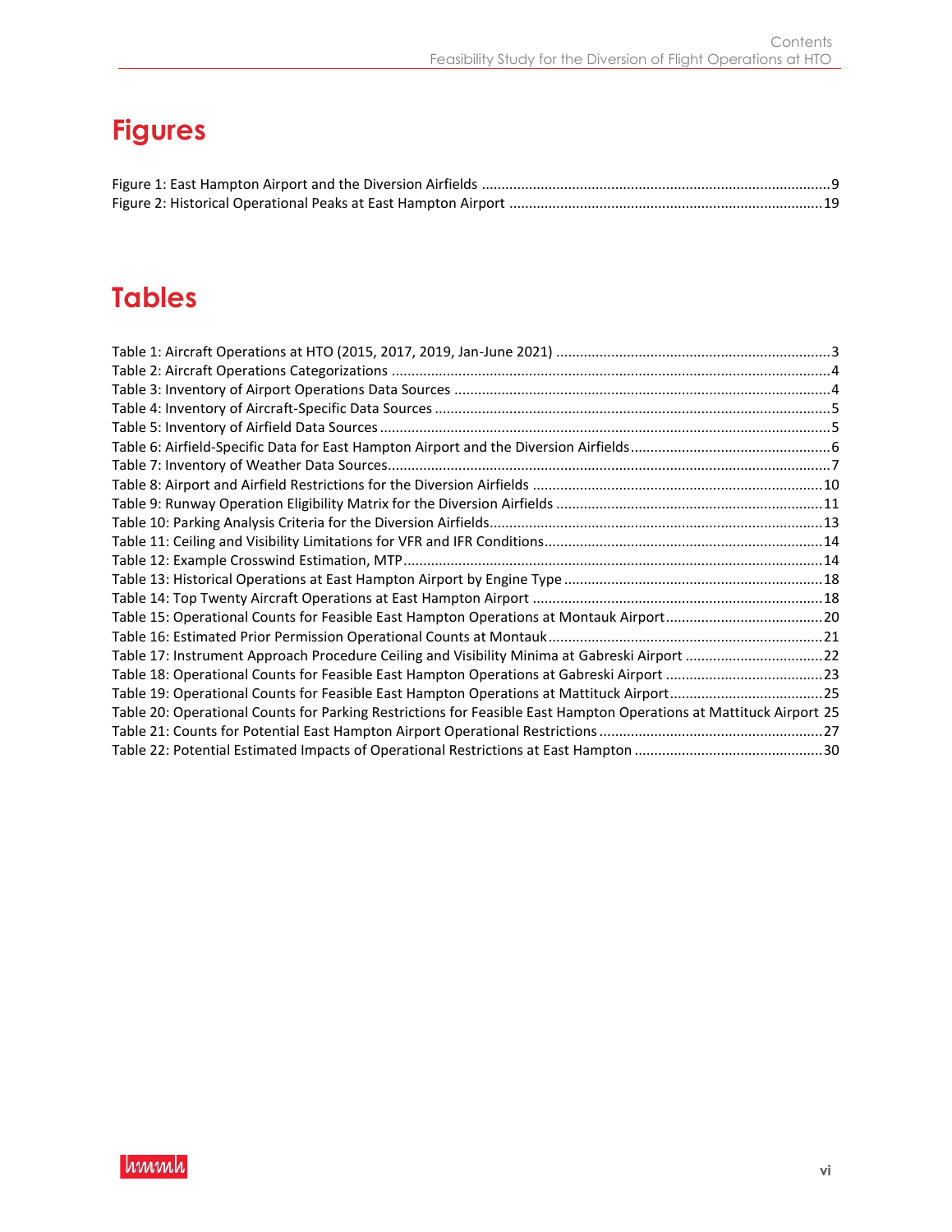# Figures

Figure 1: East Hampton Airport and the Diversion Airfields ........................................................................................9
Figure 2: Historical Operational Peaks at East Hampton Airport ................................................................................19

# Tables

Table 1: Aircraft Operations at HTO (2015, 2017, 2019, Jan-June 2021) .....................................................................3
Table 2: Aircraft Operations Categorizations ...............................................................................................................4
Table 3: Inventory of Airport Operations Data Sources ...............................................................................................4
Table 4: Inventory of Aircraft-Specific Data Sources ....................................................................................................5
Table 5: Inventory of Airfield Data Sources ..................................................................................................................5
Table 6: Airfield-Specific Data for East Hampton Airport and the Diversion Airfields..................................................6
Table 7: Inventory of Weather Data Sources................................................................................................................7
Table 8: Airport and Airfield Restrictions for the Diversion Airfields .........................................................................10
Table 9: Runway Operation Eligibility Matrix for the Diversion Airfields ...................................................................11
Table 10: Parking Analysis Criteria for the Diversion Airfields....................................................................................13
Table 11: Ceiling and Visibility Limitations for VFR and IFR Conditions......................................................................14
Table 12: Example Crosswind Estimation, MTP..........................................................................................................14
Table 13: Historical Operations at East Hampton Airport by Engine Type .................................................................18
Table 14: Top Twenty Aircraft Operations at East Hampton Airport .........................................................................18
Table 15: Operational Counts for Feasible East Hampton Operations at Montauk Airport........................................20
Table 16: Estimated Prior Permission Operational Counts at Montauk.....................................................................21
Table 17: Instrument Approach Procedure Ceiling and Visibility Minima at Gabreski Airport ...................................22
Table 18: Operational Counts for Feasible East Hampton Operations at Gabreski Airport ........................................23
Table 19: Operational Counts for Feasible East Hampton Operations at Mattituck Airport.......................................25
Table 20: Operational Counts for Parking Restrictions for Feasible East Hampton Operations at Mattituck Airport 25
Table 21: Counts for Potential East Hampton Airport Operational Restrictions........................................................27
Table 22: Potential Estimated Impacts of Operational Restrictions at East Hampton ...............................................30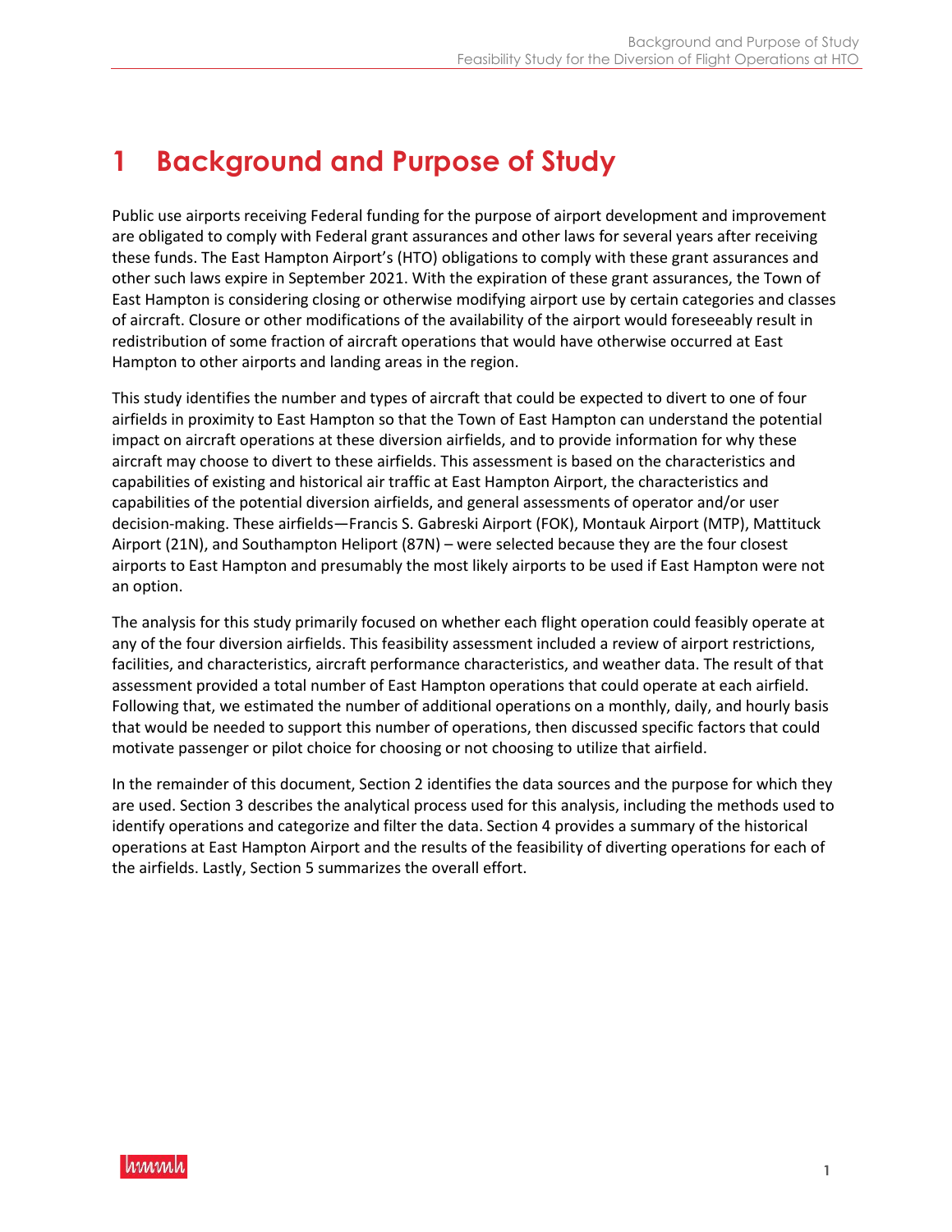# 1 Background and Purpose of Study

Public use airports receiving Federal funding for the purpose of airport development and improvement are obligated to comply with Federal grant assurances and other laws for several years after receiving these funds. The East Hampton Airport's (HTO) obligations to comply with these grant assurances and other such laws expire in September 2021. With the expiration of these grant assurances, the Town of East Hampton is considering closing or otherwise modifying airport use by certain categories and classes of aircraft. Closure or other modifications of the availability of the airport would foreseeably result in redistribution of some fraction of aircraft operations that would have otherwise occurred at East Hampton to other airports and landing areas in the region.

This study identifies the number and types of aircraft that could be expected to divert to one of four airfields in proximity to East Hampton so that the Town of East Hampton can understand the potential impact on aircraft operations at these diversion airfields, and to provide information for why these aircraft may choose to divert to these airfields. This assessment is based on the characteristics and capabilities of existing and historical air traffic at East Hampton Airport, the characteristics and capabilities of the potential diversion airfields, and general assessments of operator and/or user decision-making. These airfields—Francis S. Gabreski Airport (FOK), Montauk Airport (MTP), Mattituck Airport (21N), and Southampton Heliport (87N) – were selected because they are the four closest airports to East Hampton and presumably the most likely airports to be used if East Hampton were not an option.

The analysis for this study primarily focused on whether each flight operation could feasibly operate at any of the four diversion airfields. This feasibility assessment included a review of airport restrictions, facilities, and characteristics, aircraft performance characteristics, and weather data. The result of that assessment provided a total number of East Hampton operations that could operate at each airfield. Following that, we estimated the number of additional operations on a monthly, daily, and hourly basis that would be needed to support this number of operations, then discussed specific factors that could motivate passenger or pilot choice for choosing or not choosing to utilize that airfield.

In the remainder of this document, Section 2 identifies the data sources and the purpose for which they are used. Section 3 describes the analytical process used for this analysis, including the methods used to identify operations and categorize and filter the data. Section 4 provides a summary of the historical operations at East Hampton Airport and the results of the feasibility of diverting operations for each of the airfields. Lastly, Section 5 summarizes the overall effort.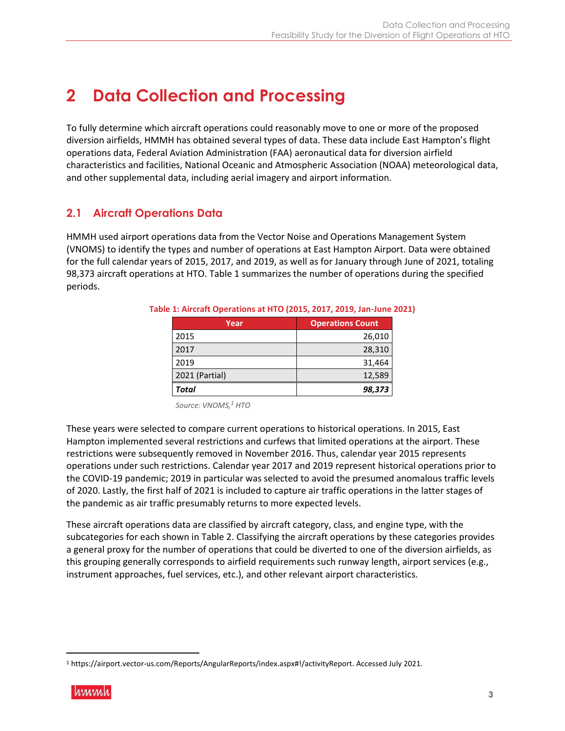# 2 Data Collection and Processing

To fully determine which aircraft operations could reasonably move to one or more of the proposed diversion airfields, HMMH has obtained several types of data. These data include East Hampton's flight operations data, Federal Aviation Administration (FAA) aeronautical data for diversion airfield characteristics and facilities, National Oceanic and Atmospheric Association (NOAA) meteorological data, and other supplemental data, including aerial imagery and airport information.

## 2.1 Aircraft Operations Data

HMMH used airport operations data from the Vector Noise and Operations Management System (VNOMS) to identify the types and number of operations at East Hampton Airport. Data were obtained for the full calendar years of 2015, 2017, and 2019, as well as for January through June of 2021, totaling 98,373 aircraft operations at HTO. Table 1 summarizes the number of operations during the specified periods.

**Table 1: Aircraft Operations at HTO (2015, 2017, 2019, Jan-June 2021)**

| Year | Operations Count |
|---|---:|
| 2015 | 26,010 |
| 2017 | 28,310 |
| 2019 | 31,464 |
| 2021 (Partial) | 12,589 |
| ***Total*** | ***98,373*** |

*Source: VNOMS,[1] HTO*

These years were selected to compare current operations to historical operations. In 2015, East Hampton implemented several restrictions and curfews that limited operations at the airport. These restrictions were subsequently removed in November 2016. Thus, calendar year 2015 represents operations under such restrictions. Calendar year 2017 and 2019 represent historical operations prior to the COVID-19 pandemic; 2019 in particular was selected to avoid the presumed anomalous traffic levels of 2020. Lastly, the first half of 2021 is included to capture air traffic operations in the latter stages of the pandemic as air traffic presumably returns to more expected levels.

These aircraft operations data are classified by aircraft category, class, and engine type, with the subcategories for each shown in Table 2. Classifying the aircraft operations by these categories provides a general proxy for the number of operations that could be diverted to one of the diversion airfields, as this grouping generally corresponds to airfield requirements such runway length, airport services (e.g., instrument approaches, fuel services, etc.), and other relevant airport characteristics.

[1] https://airport.vector-us.com/Reports/AngularReports/index.aspx#!/activityReport. Accessed July 2021.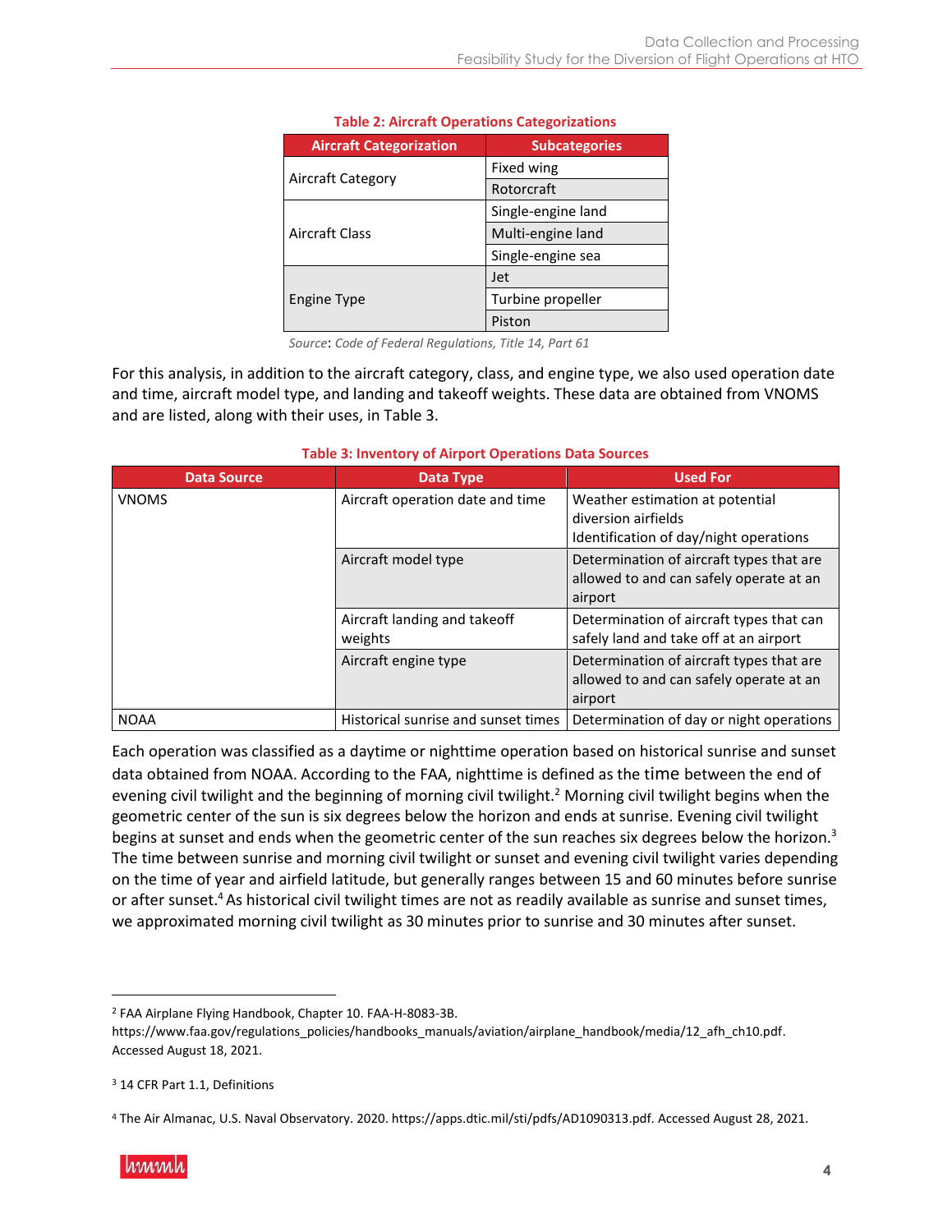**Table 2: Aircraft Operations Categorizations**

| Aircraft Categorization | Subcategories |
|---|---|
| Aircraft Category | Fixed wing |
| | Rotorcraft |
| Aircraft Class | Single-engine land |
| | Multi-engine land |
| | Single-engine sea |
| Engine Type | Jet |
| | Turbine propeller |
| | Piston |

*Source*: *Code of Federal Regulations, Title 14, Part 61*

For this analysis, in addition to the aircraft category, class, and engine type, we also used operation date and time, aircraft model type, and landing and takeoff weights. These data are obtained from VNOMS and are listed, along with their uses, in Table 3.

**Table 3: Inventory of Airport Operations Data Sources**

| Data Source | Data Type | Used For |
|---|---|---|
| VNOMS | Aircraft operation date and time | Weather estimation at potential diversion airfields<br>Identification of day/night operations |
| | Aircraft model type | Determination of aircraft types that are allowed to and can safely operate at an airport |
| | Aircraft landing and takeoff weights | Determination of aircraft types that can safely land and take off at an airport |
| | Aircraft engine type | Determination of aircraft types that are allowed to and can safely operate at an airport |
| NOAA | Historical sunrise and sunset times | Determination of day or night operations |

Each operation was classified as a daytime or nighttime operation based on historical sunrise and sunset data obtained from NOAA. According to the FAA, nighttime is defined as the time between the end of evening civil twilight and the beginning of morning civil twilight.[2] Morning civil twilight begins when the geometric center of the sun is six degrees below the horizon and ends at sunrise. Evening civil twilight begins at sunset and ends when the geometric center of the sun reaches six degrees below the horizon.[3] The time between sunrise and morning civil twilight or sunset and evening civil twilight varies depending on the time of year and airfield latitude, but generally ranges between 15 and 60 minutes before sunrise or after sunset.[4] As historical civil twilight times are not as readily available as sunrise and sunset times, we approximated morning civil twilight as 30 minutes prior to sunrise and 30 minutes after sunset.

---

[2] FAA Airplane Flying Handbook, Chapter 10. FAA-H-8083-3B. https://www.faa.gov/regulations_policies/handbooks_manuals/aviation/airplane_handbook/media/12_afh_ch10.pdf. Accessed August 18, 2021.

[3] 14 CFR Part 1.1, Definitions

[4] The Air Almanac, U.S. Naval Observatory. 2020. https://apps.dtic.mil/sti/pdfs/AD1090313.pdf. Accessed August 28, 2021.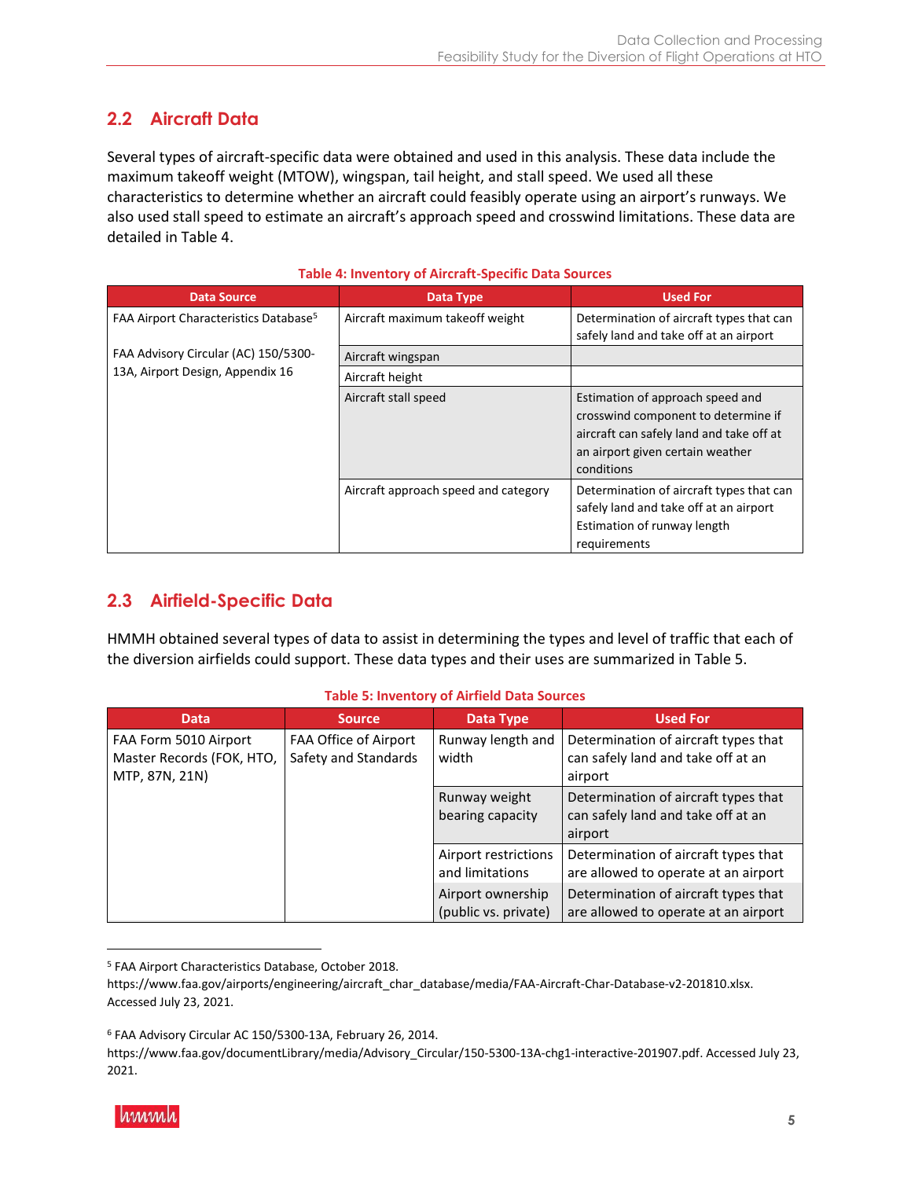## 2.2 Aircraft Data

Several types of aircraft-specific data were obtained and used in this analysis. These data include the maximum takeoff weight (MTOW), wingspan, tail height, and stall speed. We used all these characteristics to determine whether an aircraft could feasibly operate using an airport's runways. We also used stall speed to estimate an aircraft's approach speed and crosswind limitations. These data are detailed in Table 4.

**Table 4: Inventory of Aircraft-Specific Data Sources**

| Data Source | Data Type | Used For |
|---|---|---|
| FAA Airport Characteristics Database[5]<br><br>FAA Advisory Circular (AC) 150/5300-13A, Airport Design, Appendix 16 | Aircraft maximum takeoff weight | Determination of aircraft types that can safely land and take off at an airport |
| | Aircraft wingspan | |
| | Aircraft height | |
| | Aircraft stall speed | Estimation of approach speed and crosswind component to determine if aircraft can safely land and take off at an airport given certain weather conditions |
| | Aircraft approach speed and category | Determination of aircraft types that can safely land and take off at an airport<br>Estimation of runway length requirements |

## 2.3 Airfield-Specific Data

HMMH obtained several types of data to assist in determining the types and level of traffic that each of the diversion airfields could support. These data types and their uses are summarized in Table 5.

**Table 5: Inventory of Airfield Data Sources**

| Data | Source | Data Type | Used For |
|---|---|---|---|
| FAA Form 5010 Airport Master Records (FOK, HTO, MTP, 87N, 21N) | FAA Office of Airport Safety and Standards | Runway length and width | Determination of aircraft types that can safely land and take off at an airport |
| | | Runway weight bearing capacity | Determination of aircraft types that can safely land and take off at an airport |
| | | Airport restrictions and limitations | Determination of aircraft types that are allowed to operate at an airport |
| | | Airport ownership (public vs. private) | Determination of aircraft types that are allowed to operate at an airport |

[5] FAA Airport Characteristics Database, October 2018. https://www.faa.gov/airports/engineering/aircraft_char_database/media/FAA-Aircraft-Char-Database-v2-201810.xlsx. Accessed July 23, 2021.

[6] FAA Advisory Circular AC 150/5300-13A, February 26, 2014. https://www.faa.gov/documentLibrary/media/Advisory_Circular/150-5300-13A-chg1-interactive-201907.pdf. Accessed July 23, 2021.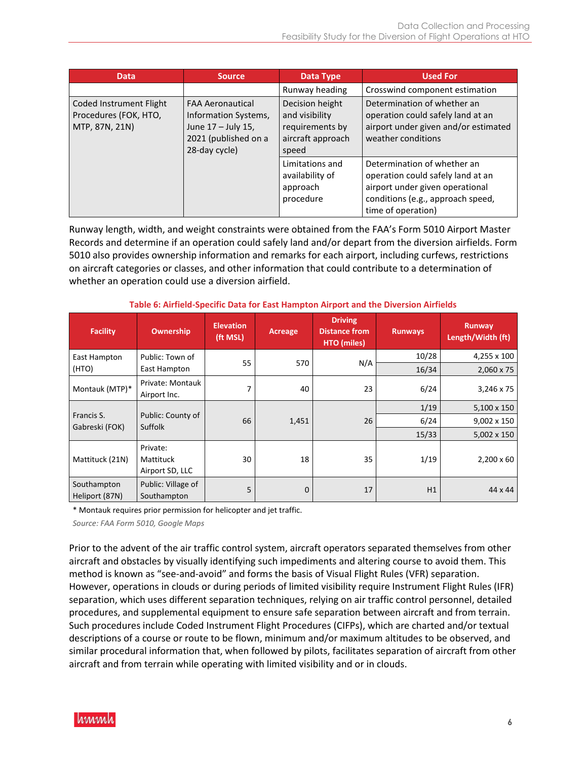| Data | Source | Data Type | Used For |
|---|---|---|---|
| | | Runway heading | Crosswind component estimation |
| Coded Instrument Flight Procedures (FOK, HTO, MTP, 87N, 21N) | FAA Aeronautical Information Systems, June 17 – July 15, 2021 (published on a 28-day cycle) | Decision height and visibility requirements by aircraft approach speed | Determination of whether an operation could safely land at an airport under given and/or estimated weather conditions |
| | | Limitations and availability of approach procedure | Determination of whether an operation could safely land at an airport under given operational conditions (e.g., approach speed, time of operation) |

Runway length, width, and weight constraints were obtained from the FAA's Form 5010 Airport Master Records and determine if an operation could safely land and/or depart from the diversion airfields. Form 5010 also provides ownership information and remarks for each airport, including curfews, restrictions on aircraft categories or classes, and other information that could contribute to a determination of whether an operation could use a diversion airfield.

**Table 6: Airfield-Specific Data for East Hampton Airport and the Diversion Airfields**

| Facility | Ownership | Elevation (ft MSL) | Acreage | Driving Distance from HTO (miles) | Runways | Runway Length/Width (ft) |
|---|---|---|---|---|---|---|
| East Hampton (HTO) | Public: Town of East Hampton | 55 | 570 | N/A | 10/28 | 4,255 x 100 |
| | | | | | 16/34 | 2,060 x 75 |
| Montauk (MTP)* | Private: Montauk Airport Inc. | 7 | 40 | 23 | 6/24 | 3,246 x 75 |
| Francis S. Gabreski (FOK) | Public: County of Suffolk | 66 | 1,451 | 26 | 1/19 | 5,100 x 150 |
| | | | | | 6/24 | 9,002 x 150 |
| | | | | | 15/33 | 5,002 x 150 |
| Mattituck (21N) | Private: Mattituck Airport SD, LLC | 30 | 18 | 35 | 1/19 | 2,200 x 60 |
| Southampton Heliport (87N) | Public: Village of Southampton | 5 | 0 | 17 | H1 | 44 x 44 |

\* Montauk requires prior permission for helicopter and jet traffic.

*Source: FAA Form 5010, Google Maps*

Prior to the advent of the air traffic control system, aircraft operators separated themselves from other aircraft and obstacles by visually identifying such impediments and altering course to avoid them. This method is known as "see-and-avoid" and forms the basis of Visual Flight Rules (VFR) separation. However, operations in clouds or during periods of limited visibility require Instrument Flight Rules (IFR) separation, which uses different separation techniques, relying on air traffic control personnel, detailed procedures, and supplemental equipment to ensure safe separation between aircraft and from terrain. Such procedures include Coded Instrument Flight Procedures (CIFPs), which are charted and/or textual descriptions of a course or route to be flown, minimum and/or maximum altitudes to be observed, and similar procedural information that, when followed by pilots, facilitates separation of aircraft from other aircraft and from terrain while operating with limited visibility and or in clouds.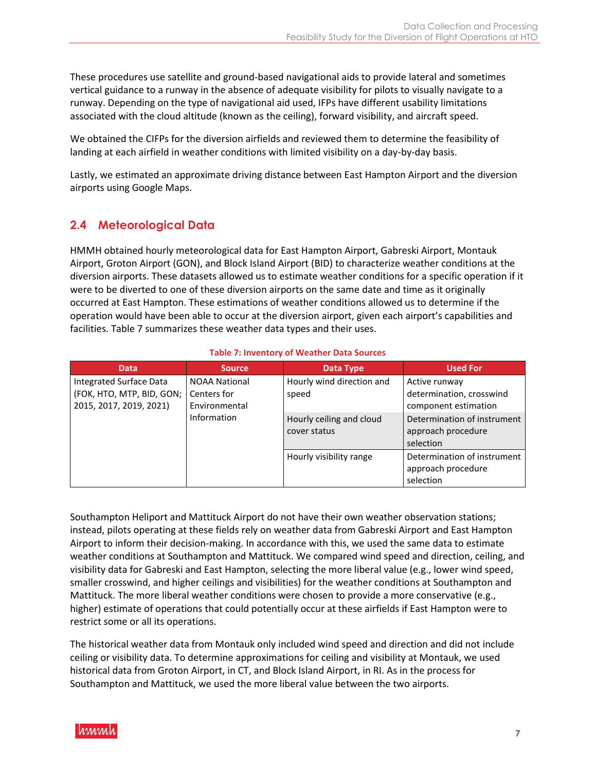These procedures use satellite and ground-based navigational aids to provide lateral and sometimes vertical guidance to a runway in the absence of adequate visibility for pilots to visually navigate to a runway. Depending on the type of navigational aid used, IFPs have different usability limitations associated with the cloud altitude (known as the ceiling), forward visibility, and aircraft speed.

We obtained the CIFPs for the diversion airfields and reviewed them to determine the feasibility of landing at each airfield in weather conditions with limited visibility on a day-by-day basis.

Lastly, we estimated an approximate driving distance between East Hampton Airport and the diversion airports using Google Maps.

## 2.4 Meteorological Data

HMMH obtained hourly meteorological data for East Hampton Airport, Gabreski Airport, Montauk Airport, Groton Airport (GON), and Block Island Airport (BID) to characterize weather conditions at the diversion airports. These datasets allowed us to estimate weather conditions for a specific operation if it were to be diverted to one of these diversion airports on the same date and time as it originally occurred at East Hampton. These estimations of weather conditions allowed us to determine if the operation would have been able to occur at the diversion airport, given each airport's capabilities and facilities. Table 7 summarizes these weather data types and their uses.

**Table 7: Inventory of Weather Data Sources**

| Data | Source | Data Type | Used For |
|---|---|---|---|
| Integrated Surface Data (FOK, HTO, MTP, BID, GON; 2015, 2017, 2019, 2021) | NOAA National Centers for Environmental Information | Hourly wind direction and speed | Active runway determination, crosswind component estimation |
| | | Hourly ceiling and cloud cover status | Determination of instrument approach procedure selection |
| | | Hourly visibility range | Determination of instrument approach procedure selection |

Southampton Heliport and Mattituck Airport do not have their own weather observation stations; instead, pilots operating at these fields rely on weather data from Gabreski Airport and East Hampton Airport to inform their decision-making. In accordance with this, we used the same data to estimate weather conditions at Southampton and Mattituck. We compared wind speed and direction, ceiling, and visibility data for Gabreski and East Hampton, selecting the more liberal value (e.g., lower wind speed, smaller crosswind, and higher ceilings and visibilities) for the weather conditions at Southampton and Mattituck. The more liberal weather conditions were chosen to provide a more conservative (e.g., higher) estimate of operations that could potentially occur at these airfields if East Hampton were to restrict some or all its operations.

The historical weather data from Montauk only included wind speed and direction and did not include ceiling or visibility data. To determine approximations for ceiling and visibility at Montauk, we used historical data from Groton Airport, in CT, and Block Island Airport, in RI. As in the process for Southampton and Mattituck, we used the more liberal value between the two airports.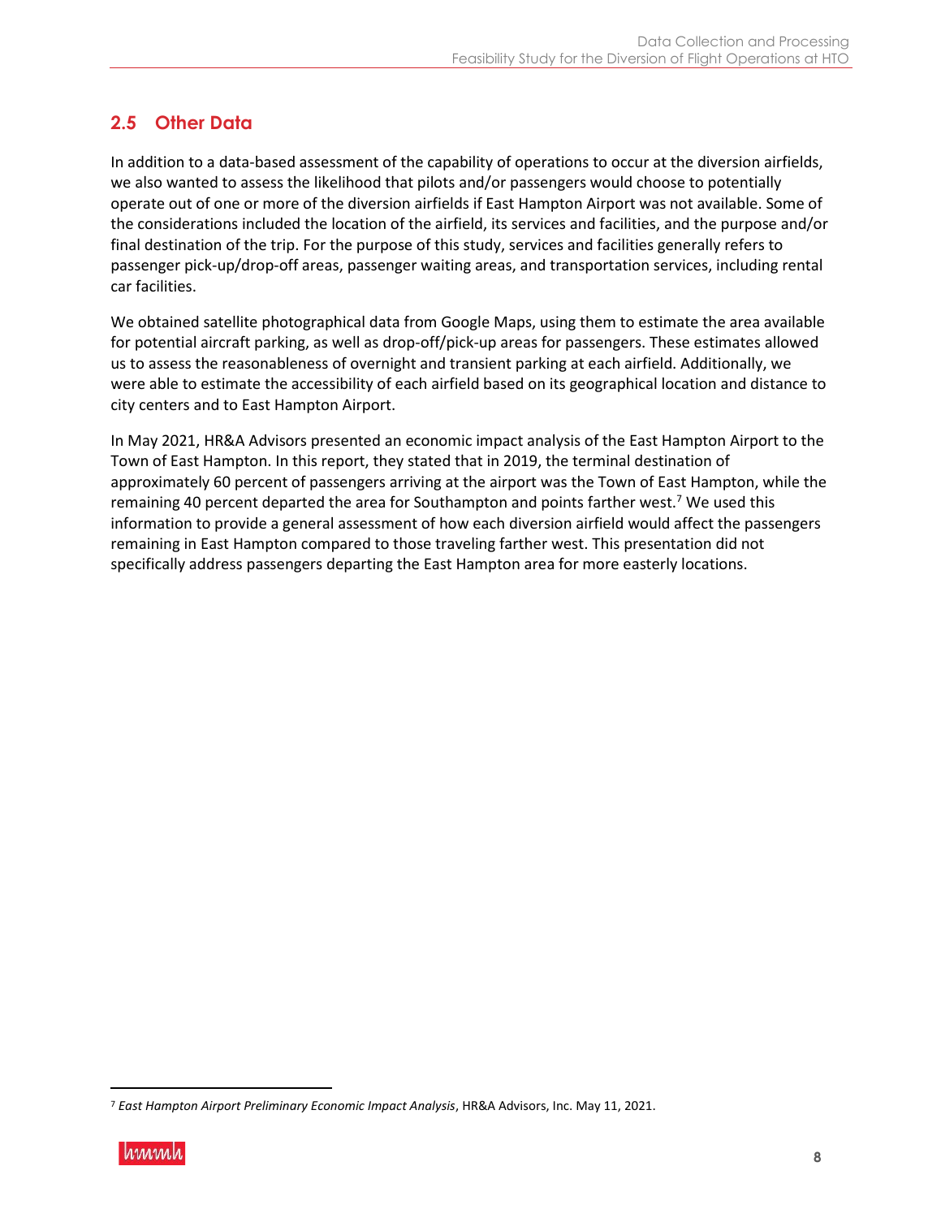## 2.5 Other Data

In addition to a data-based assessment of the capability of operations to occur at the diversion airfields, we also wanted to assess the likelihood that pilots and/or passengers would choose to potentially operate out of one or more of the diversion airfields if East Hampton Airport was not available. Some of the considerations included the location of the airfield, its services and facilities, and the purpose and/or final destination of the trip. For the purpose of this study, services and facilities generally refers to passenger pick-up/drop-off areas, passenger waiting areas, and transportation services, including rental car facilities.

We obtained satellite photographical data from Google Maps, using them to estimate the area available for potential aircraft parking, as well as drop-off/pick-up areas for passengers. These estimates allowed us to assess the reasonableness of overnight and transient parking at each airfield. Additionally, we were able to estimate the accessibility of each airfield based on its geographical location and distance to city centers and to East Hampton Airport.

In May 2021, HR&A Advisors presented an economic impact analysis of the East Hampton Airport to the Town of East Hampton. In this report, they stated that in 2019, the terminal destination of approximately 60 percent of passengers arriving at the airport was the Town of East Hampton, while the remaining 40 percent departed the area for Southampton and points farther west.[7] We used this information to provide a general assessment of how each diversion airfield would affect the passengers remaining in East Hampton compared to those traveling farther west. This presentation did not specifically address passengers departing the East Hampton area for more easterly locations.

[7] *East Hampton Airport Preliminary Economic Impact Analysis*, HR&A Advisors, Inc. May 11, 2021.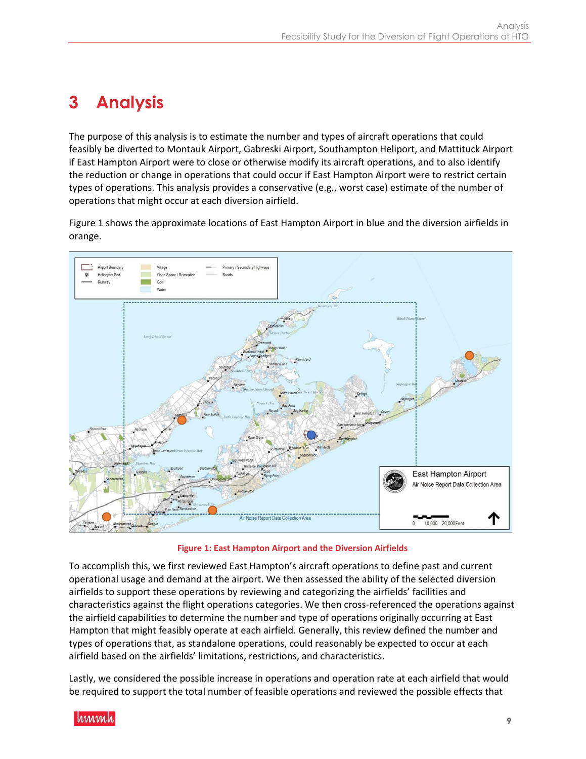# 3 Analysis

The purpose of this analysis is to estimate the number and types of aircraft operations that could feasibly be diverted to Montauk Airport, Gabreski Airport, Southampton Heliport, and Mattituck Airport if East Hampton Airport were to close or otherwise modify its aircraft operations, and to also identify the reduction or change in operations that could occur if East Hampton Airport were to restrict certain types of operations. This analysis provides a conservative (e.g., worst case) estimate of the number of operations that might occur at each diversion airfield.

Figure 1 shows the approximate locations of East Hampton Airport in blue and the diversion airfields in orange.

**Figure 1: East Hampton Airport and the Diversion Airfields**

To accomplish this, we first reviewed East Hampton's aircraft operations to define past and current operational usage and demand at the airport. We then assessed the ability of the selected diversion airfields to support these operations by reviewing and categorizing the airfields' facilities and characteristics against the flight operations categories. We then cross-referenced the operations against the airfield capabilities to determine the number and type of operations originally occurring at East Hampton that might feasibly operate at each airfield. Generally, this review defined the number and types of operations that, as standalone operations, could reasonably be expected to occur at each airfield based on the airfields' limitations, restrictions, and characteristics.

Lastly, we considered the possible increase in operations and operation rate at each airfield that would be required to support the total number of feasible operations and reviewed the possible effects that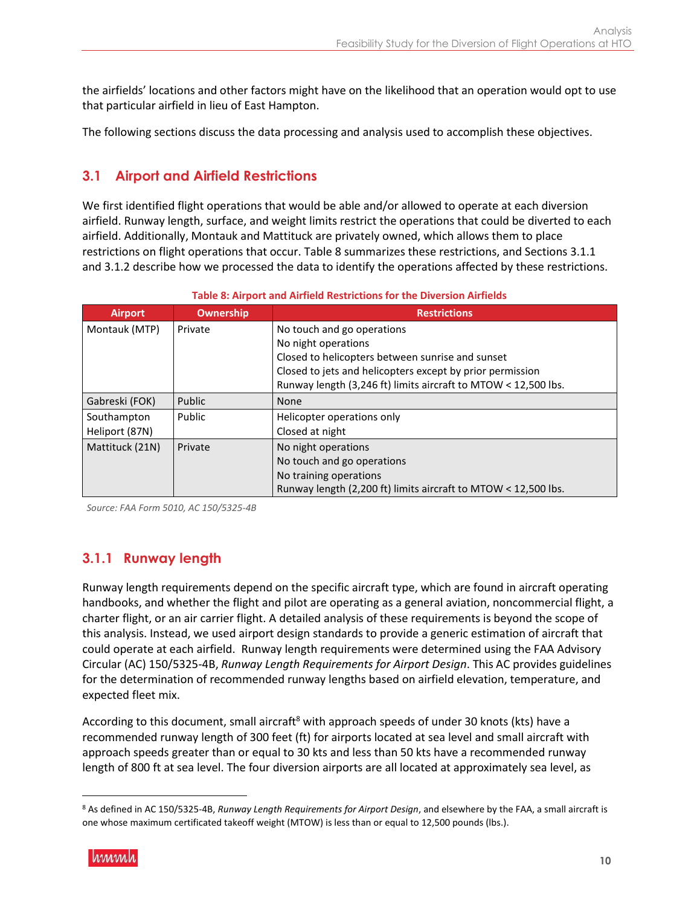the airfields' locations and other factors might have on the likelihood that an operation would opt to use that particular airfield in lieu of East Hampton.

The following sections discuss the data processing and analysis used to accomplish these objectives.

## 3.1 Airport and Airfield Restrictions

We first identified flight operations that would be able and/or allowed to operate at each diversion airfield. Runway length, surface, and weight limits restrict the operations that could be diverted to each airfield. Additionally, Montauk and Mattituck are privately owned, which allows them to place restrictions on flight operations that occur. Table 8 summarizes these restrictions, and Sections 3.1.1 and 3.1.2 describe how we processed the data to identify the operations affected by these restrictions.

**Table 8: Airport and Airfield Restrictions for the Diversion Airfields**

| Airport | Ownership | Restrictions |
|---|---|---|
| Montauk (MTP) | Private | No touch and go operations<br>No night operations<br>Closed to helicopters between sunrise and sunset<br>Closed to jets and helicopters except by prior permission<br>Runway length (3,246 ft) limits aircraft to MTOW < 12,500 lbs. |
| Gabreski (FOK) | Public | None |
| Southampton Heliport (87N) | Public | Helicopter operations only<br>Closed at night |
| Mattituck (21N) | Private | No night operations<br>No touch and go operations<br>No training operations<br>Runway length (2,200 ft) limits aircraft to MTOW < 12,500 lbs. |

*Source: FAA Form 5010, AC 150/5325-4B*

### 3.1.1 Runway length

Runway length requirements depend on the specific aircraft type, which are found in aircraft operating handbooks, and whether the flight and pilot are operating as a general aviation, noncommercial flight, a charter flight, or an air carrier flight. A detailed analysis of these requirements is beyond the scope of this analysis. Instead, we used airport design standards to provide a generic estimation of aircraft that could operate at each airfield. Runway length requirements were determined using the FAA Advisory Circular (AC) 150/5325-4B, *Runway Length Requirements for Airport Design*. This AC provides guidelines for the determination of recommended runway lengths based on airfield elevation, temperature, and expected fleet mix.

According to this document, small aircraft[8] with approach speeds of under 30 knots (kts) have a recommended runway length of 300 feet (ft) for airports located at sea level and small aircraft with approach speeds greater than or equal to 30 kts and less than 50 kts have a recommended runway length of 800 ft at sea level. The four diversion airports are all located at approximately sea level, as

[8] As defined in AC 150/5325-4B, *Runway Length Requirements for Airport Design*, and elsewhere by the FAA, a small aircraft is one whose maximum certificated takeoff weight (MTOW) is less than or equal to 12,500 pounds (lbs.).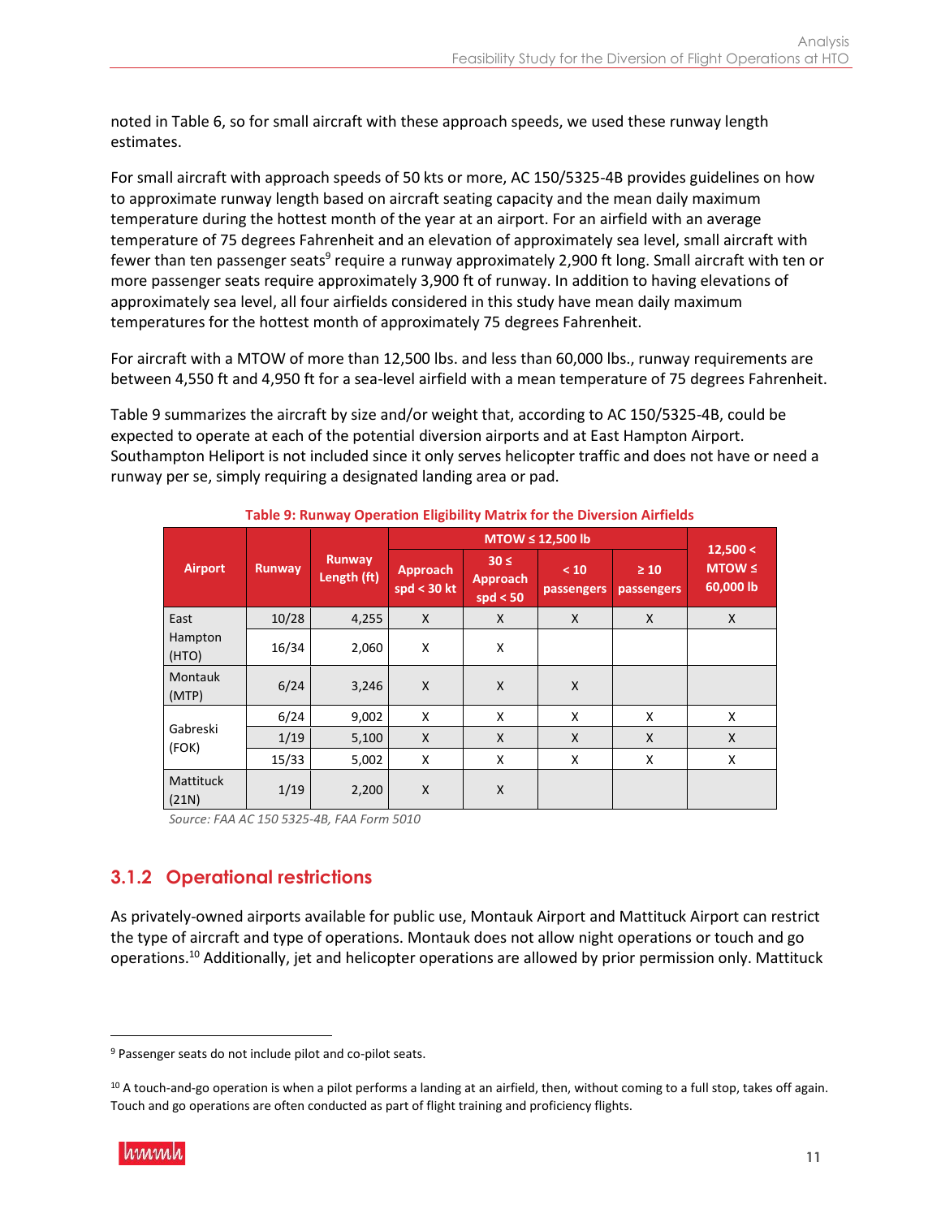noted in Table 6, so for small aircraft with these approach speeds, we used these runway length estimates.

For small aircraft with approach speeds of 50 kts or more, AC 150/5325-4B provides guidelines on how to approximate runway length based on aircraft seating capacity and the mean daily maximum temperature during the hottest month of the year at an airport. For an airfield with an average temperature of 75 degrees Fahrenheit and an elevation of approximately sea level, small aircraft with fewer than ten passenger seats[9] require a runway approximately 2,900 ft long. Small aircraft with ten or more passenger seats require approximately 3,900 ft of runway. In addition to having elevations of approximately sea level, all four airfields considered in this study have mean daily maximum temperatures for the hottest month of approximately 75 degrees Fahrenheit.

For aircraft with a MTOW of more than 12,500 lbs. and less than 60,000 lbs., runway requirements are between 4,550 ft and 4,950 ft for a sea-level airfield with a mean temperature of 75 degrees Fahrenheit.

Table 9 summarizes the aircraft by size and/or weight that, according to AC 150/5325-4B, could be expected to operate at each of the potential diversion airports and at East Hampton Airport. Southampton Heliport is not included since it only serves helicopter traffic and does not have or need a runway per se, simply requiring a designated landing area or pad.

**Table 9: Runway Operation Eligibility Matrix for the Diversion Airfields**

| Airport | Runway | Runway Length (ft) | MTOW ≤ 12,500 lb | | | | 12,500 < MTOW ≤ 60,000 lb |
|---|---|---|---|---|---|---|---|
| | | | Approach spd < 30 kt | 30 ≤ Approach spd < 50 | < 10 passengers | ≥ 10 passengers | |
| East Hampton (HTO) | 10/28 | 4,255 | X | X | X | X | X |
| | 16/34 | 2,060 | X | X | | | |
| Montauk (MTP) | 6/24 | 3,246 | X | X | X | | |
| Gabreski (FOK) | 6/24 | 9,002 | X | X | X | X | X |
| | 1/19 | 5,100 | X | X | X | X | X |
| | 15/33 | 5,002 | X | X | X | X | X |
| Mattituck (21N) | 1/19 | 2,200 | X | X | | | |

*Source: FAA AC 150 5325-4B, FAA Form 5010*

## 3.1.2 Operational restrictions

As privately-owned airports available for public use, Montauk Airport and Mattituck Airport can restrict the type of aircraft and type of operations. Montauk does not allow night operations or touch and go operations.[10] Additionally, jet and helicopter operations are allowed by prior permission only. Mattituck

[9] Passenger seats do not include pilot and co-pilot seats.

[10] A touch-and-go operation is when a pilot performs a landing at an airfield, then, without coming to a full stop, takes off again. Touch and go operations are often conducted as part of flight training and proficiency flights.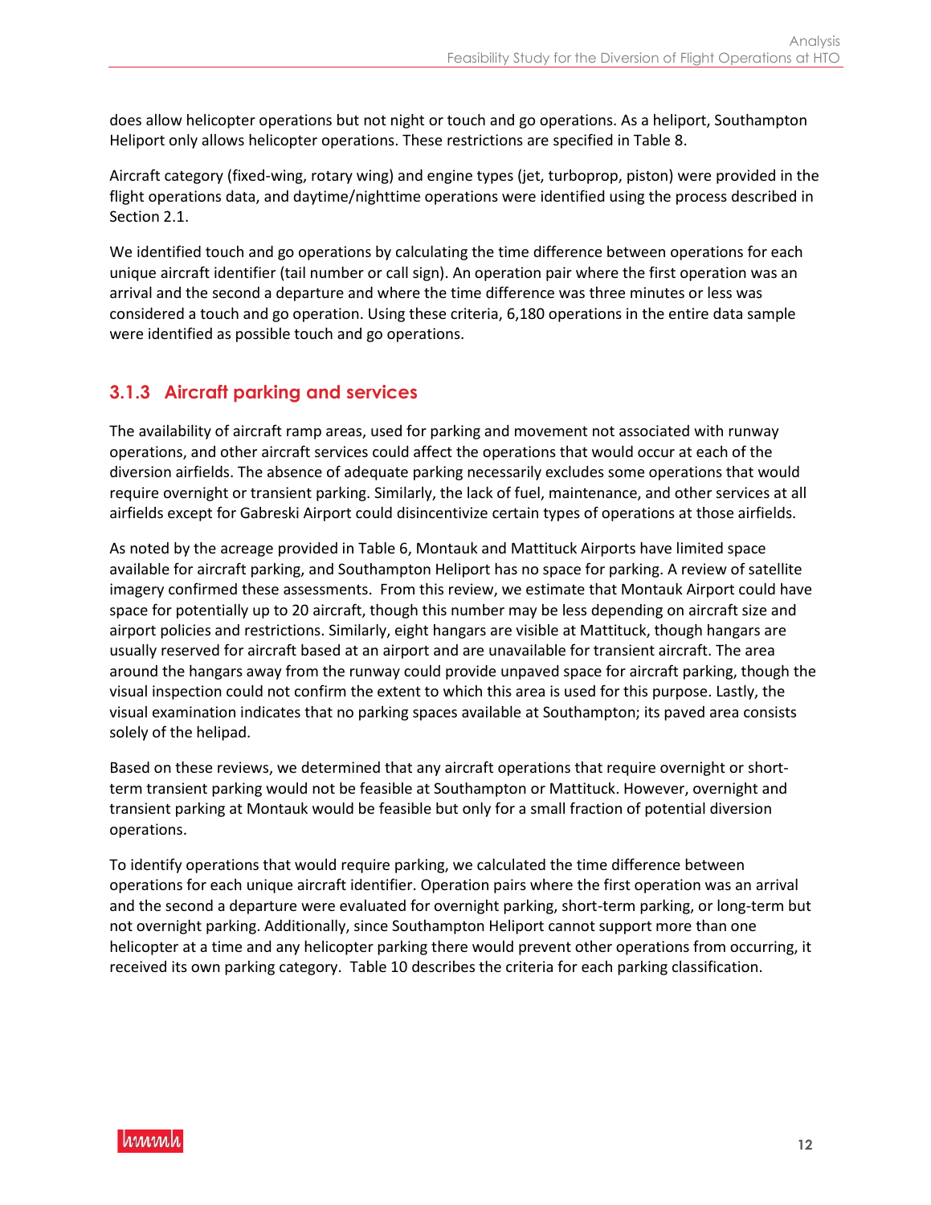does allow helicopter operations but not night or touch and go operations. As a heliport, Southampton Heliport only allows helicopter operations. These restrictions are specified in Table 8.

Aircraft category (fixed-wing, rotary wing) and engine types (jet, turboprop, piston) were provided in the flight operations data, and daytime/nighttime operations were identified using the process described in Section 2.1.

We identified touch and go operations by calculating the time difference between operations for each unique aircraft identifier (tail number or call sign). An operation pair where the first operation was an arrival and the second a departure and where the time difference was three minutes or less was considered a touch and go operation. Using these criteria, 6,180 operations in the entire data sample were identified as possible touch and go operations.

### 3.1.3 Aircraft parking and services

The availability of aircraft ramp areas, used for parking and movement not associated with runway operations, and other aircraft services could affect the operations that would occur at each of the diversion airfields. The absence of adequate parking necessarily excludes some operations that would require overnight or transient parking. Similarly, the lack of fuel, maintenance, and other services at all airfields except for Gabreski Airport could disincentivize certain types of operations at those airfields.

As noted by the acreage provided in Table 6, Montauk and Mattituck Airports have limited space available for aircraft parking, and Southampton Heliport has no space for parking. A review of satellite imagery confirmed these assessments. From this review, we estimate that Montauk Airport could have space for potentially up to 20 aircraft, though this number may be less depending on aircraft size and airport policies and restrictions. Similarly, eight hangars are visible at Mattituck, though hangars are usually reserved for aircraft based at an airport and are unavailable for transient aircraft. The area around the hangars away from the runway could provide unpaved space for aircraft parking, though the visual inspection could not confirm the extent to which this area is used for this purpose. Lastly, the visual examination indicates that no parking spaces available at Southampton; its paved area consists solely of the helipad.

Based on these reviews, we determined that any aircraft operations that require overnight or short-term transient parking would not be feasible at Southampton or Mattituck. However, overnight and transient parking at Montauk would be feasible but only for a small fraction of potential diversion operations.

To identify operations that would require parking, we calculated the time difference between operations for each unique aircraft identifier. Operation pairs where the first operation was an arrival and the second a departure were evaluated for overnight parking, short-term parking, or long-term but not overnight parking. Additionally, since Southampton Heliport cannot support more than one helicopter at a time and any helicopter parking there would prevent other operations from occurring, it received its own parking category. Table 10 describes the criteria for each parking classification.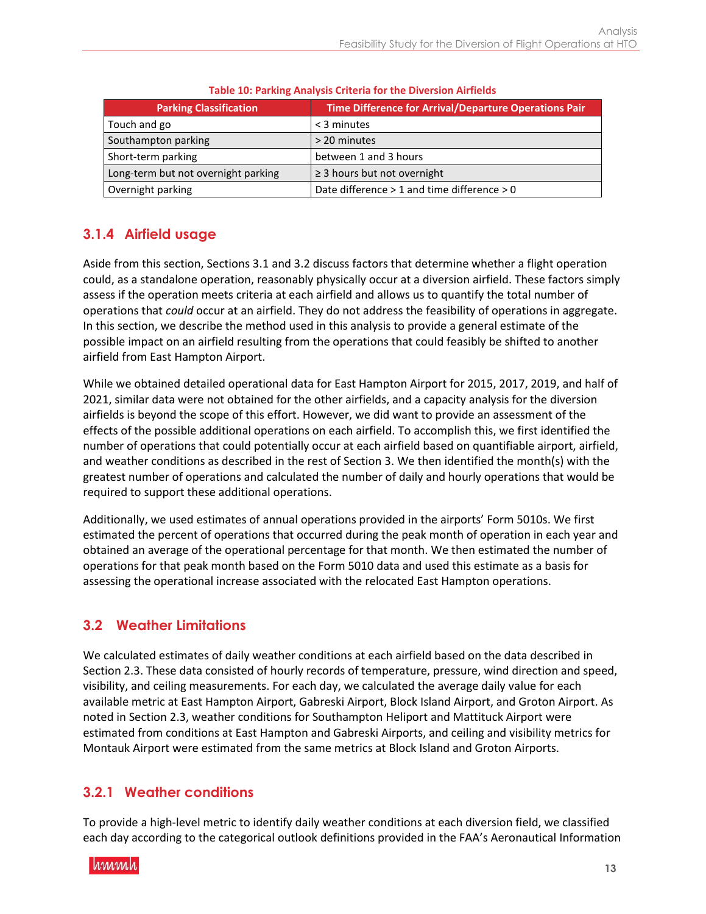**Table 10: Parking Analysis Criteria for the Diversion Airfields**

| Parking Classification | Time Difference for Arrival/Departure Operations Pair |
|---|---|
| Touch and go | < 3 minutes |
| Southampton parking | > 20 minutes |
| Short-term parking | between 1 and 3 hours |
| Long-term but not overnight parking | ≥ 3 hours but not overnight |
| Overnight parking | Date difference > 1 and time difference > 0 |

### 3.1.4 Airfield usage

Aside from this section, Sections 3.1 and 3.2 discuss factors that determine whether a flight operation could, as a standalone operation, reasonably physically occur at a diversion airfield. These factors simply assess if the operation meets criteria at each airfield and allows us to quantify the total number of operations that *could* occur at an airfield. They do not address the feasibility of operations in aggregate. In this section, we describe the method used in this analysis to provide a general estimate of the possible impact on an airfield resulting from the operations that could feasibly be shifted to another airfield from East Hampton Airport.

While we obtained detailed operational data for East Hampton Airport for 2015, 2017, 2019, and half of 2021, similar data were not obtained for the other airfields, and a capacity analysis for the diversion airfields is beyond the scope of this effort. However, we did want to provide an assessment of the effects of the possible additional operations on each airfield. To accomplish this, we first identified the number of operations that could potentially occur at each airfield based on quantifiable airport, airfield, and weather conditions as described in the rest of Section 3. We then identified the month(s) with the greatest number of operations and calculated the number of daily and hourly operations that would be required to support these additional operations.

Additionally, we used estimates of annual operations provided in the airports' Form 5010s. We first estimated the percent of operations that occurred during the peak month of operation in each year and obtained an average of the operational percentage for that month. We then estimated the number of operations for that peak month based on the Form 5010 data and used this estimate as a basis for assessing the operational increase associated with the relocated East Hampton operations.

## 3.2 Weather Limitations

We calculated estimates of daily weather conditions at each airfield based on the data described in Section 2.3. These data consisted of hourly records of temperature, pressure, wind direction and speed, visibility, and ceiling measurements. For each day, we calculated the average daily value for each available metric at East Hampton Airport, Gabreski Airport, Block Island Airport, and Groton Airport. As noted in Section 2.3, weather conditions for Southampton Heliport and Mattituck Airport were estimated from conditions at East Hampton and Gabreski Airports, and ceiling and visibility metrics for Montauk Airport were estimated from the same metrics at Block Island and Groton Airports.

### 3.2.1 Weather conditions

To provide a high-level metric to identify daily weather conditions at each diversion field, we classified each day according to the categorical outlook definitions provided in the FAA's Aeronautical Information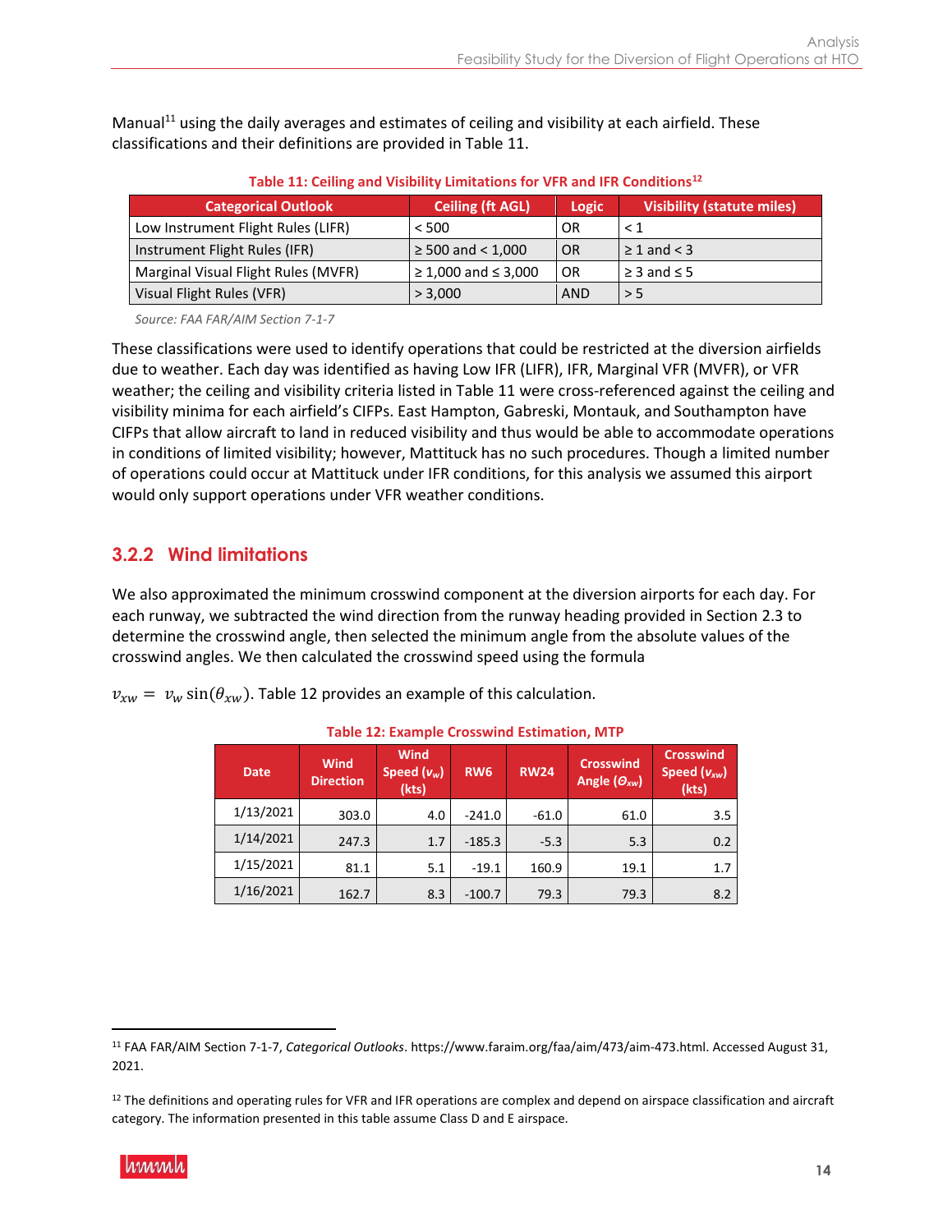Manual[11] using the daily averages and estimates of ceiling and visibility at each airfield. These classifications and their definitions are provided in Table 11.

**Table 11: Ceiling and Visibility Limitations for VFR and IFR Conditions[12]**

| Categorical Outlook | Ceiling (ft AGL) | Logic | Visibility (statute miles) |
|---|---|---|---|
| Low Instrument Flight Rules (LIFR) | < 500 | OR | < 1 |
| Instrument Flight Rules (IFR) | ≥ 500 and < 1,000 | OR | ≥ 1 and < 3 |
| Marginal Visual Flight Rules (MVFR) | ≥ 1,000 and ≤ 3,000 | OR | ≥ 3 and ≤ 5 |
| Visual Flight Rules (VFR) | > 3,000 | AND | > 5 |

*Source: FAA FAR/AIM Section 7-1-7*

These classifications were used to identify operations that could be restricted at the diversion airfields due to weather. Each day was identified as having Low IFR (LIFR), IFR, Marginal VFR (MVFR), or VFR weather; the ceiling and visibility criteria listed in Table 11 were cross-referenced against the ceiling and visibility minima for each airfield's CIFPs. East Hampton, Gabreski, Montauk, and Southampton have CIFPs that allow aircraft to land in reduced visibility and thus would be able to accommodate operations in conditions of limited visibility; however, Mattituck has no such procedures. Though a limited number of operations could occur at Mattituck under IFR conditions, for this analysis we assumed this airport would only support operations under VFR weather conditions.

### 3.2.2 Wind limitations

We also approximated the minimum crosswind component at the diversion airports for each day. For each runway, we subtracted the wind direction from the runway heading provided in Section 2.3 to determine the crosswind angle, then selected the minimum angle from the absolute values of the crosswind angles. We then calculated the crosswind speed using the formula

$v_{xw} = v_w \sin(\theta_{xw})$. Table 12 provides an example of this calculation.

**Table 12: Example Crosswind Estimation, MTP**

| Date | Wind Direction | Wind Speed ($v_w$) (kts) | RW6 | RW24 | Crosswind Angle ($\Theta_{xw}$) | Crosswind Speed ($v_{xw}$) (kts) |
|---|---|---|---|---|---|---|
| 1/13/2021 | 303.0 | 4.0 | -241.0 | -61.0 | 61.0 | 3.5 |
| 1/14/2021 | 247.3 | 1.7 | -185.3 | -5.3 | 5.3 | 0.2 |
| 1/15/2021 | 81.1 | 5.1 | -19.1 | 160.9 | 19.1 | 1.7 |
| 1/16/2021 | 162.7 | 8.3 | -100.7 | 79.3 | 79.3 | 8.2 |

[11] FAA FAR/AIM Section 7-1-7, *Categorical Outlooks*. https://www.faraim.org/faa/aim/473/aim-473.html. Accessed August 31, 2021.

[12] The definitions and operating rules for VFR and IFR operations are complex and depend on airspace classification and aircraft category. The information presented in this table assume Class D and E airspace.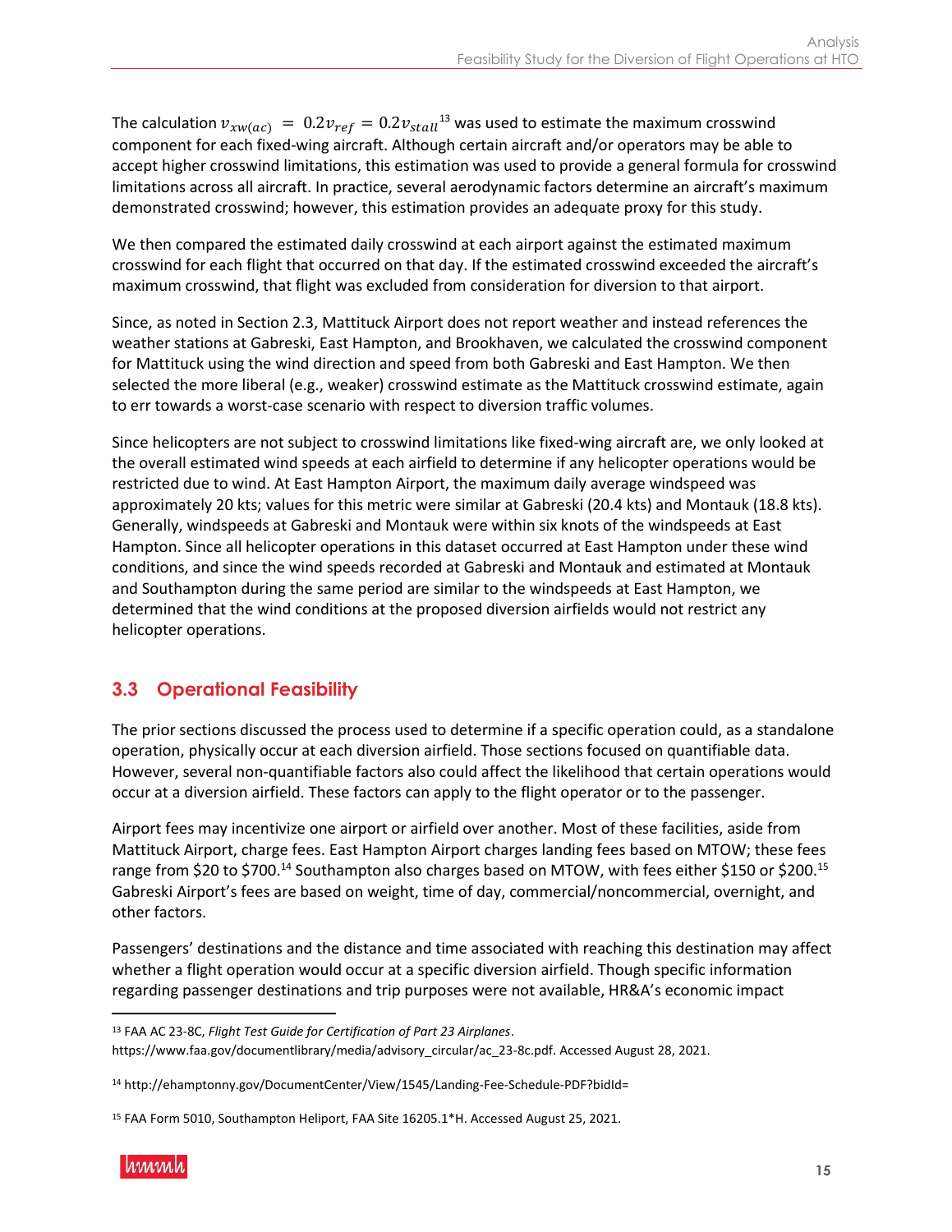The calculation $v_{xw(ac)} = 0.2v_{ref} = 0.2v_{stall}$[13] was used to estimate the maximum crosswind component for each fixed-wing aircraft. Although certain aircraft and/or operators may be able to accept higher crosswind limitations, this estimation was used to provide a general formula for crosswind limitations across all aircraft. In practice, several aerodynamic factors determine an aircraft's maximum demonstrated crosswind; however, this estimation provides an adequate proxy for this study.

We then compared the estimated daily crosswind at each airport against the estimated maximum crosswind for each flight that occurred on that day. If the estimated crosswind exceeded the aircraft's maximum crosswind, that flight was excluded from consideration for diversion to that airport.

Since, as noted in Section 2.3, Mattituck Airport does not report weather and instead references the weather stations at Gabreski, East Hampton, and Brookhaven, we calculated the crosswind component for Mattituck using the wind direction and speed from both Gabreski and East Hampton. We then selected the more liberal (e.g., weaker) crosswind estimate as the Mattituck crosswind estimate, again to err towards a worst-case scenario with respect to diversion traffic volumes.

Since helicopters are not subject to crosswind limitations like fixed-wing aircraft are, we only looked at the overall estimated wind speeds at each airfield to determine if any helicopter operations would be restricted due to wind. At East Hampton Airport, the maximum daily average windspeed was approximately 20 kts; values for this metric were similar at Gabreski (20.4 kts) and Montauk (18.8 kts). Generally, windspeeds at Gabreski and Montauk were within six knots of the windspeeds at East Hampton. Since all helicopter operations in this dataset occurred at East Hampton under these wind conditions, and since the wind speeds recorded at Gabreski and Montauk and estimated at Montauk and Southampton during the same period are similar to the windspeeds at East Hampton, we determined that the wind conditions at the proposed diversion airfields would not restrict any helicopter operations.

## 3.3 Operational Feasibility

The prior sections discussed the process used to determine if a specific operation could, as a standalone operation, physically occur at each diversion airfield. Those sections focused on quantifiable data. However, several non-quantifiable factors also could affect the likelihood that certain operations would occur at a diversion airfield. These factors can apply to the flight operator or to the passenger.

Airport fees may incentivize one airport or airfield over another. Most of these facilities, aside from Mattituck Airport, charge fees. East Hampton Airport charges landing fees based on MTOW; these fees range from $20 to $700.[14] Southampton also charges based on MTOW, with fees either $150 or $200.[15] Gabreski Airport's fees are based on weight, time of day, commercial/noncommercial, overnight, and other factors.

Passengers' destinations and the distance and time associated with reaching this destination may affect whether a flight operation would occur at a specific diversion airfield. Though specific information regarding passenger destinations and trip purposes were not available, HR&A's economic impact

---

[13] FAA AC 23-8C, *Flight Test Guide for Certification of Part 23 Airplanes*. https://www.faa.gov/documentlibrary/media/advisory_circular/ac_23-8c.pdf. Accessed August 28, 2021.

[14] http://ehamptonny.gov/DocumentCenter/View/1545/Landing-Fee-Schedule-PDF?bidId=

[15] FAA Form 5010, Southampton Heliport, FAA Site 16205.1*H. Accessed August 25, 2021.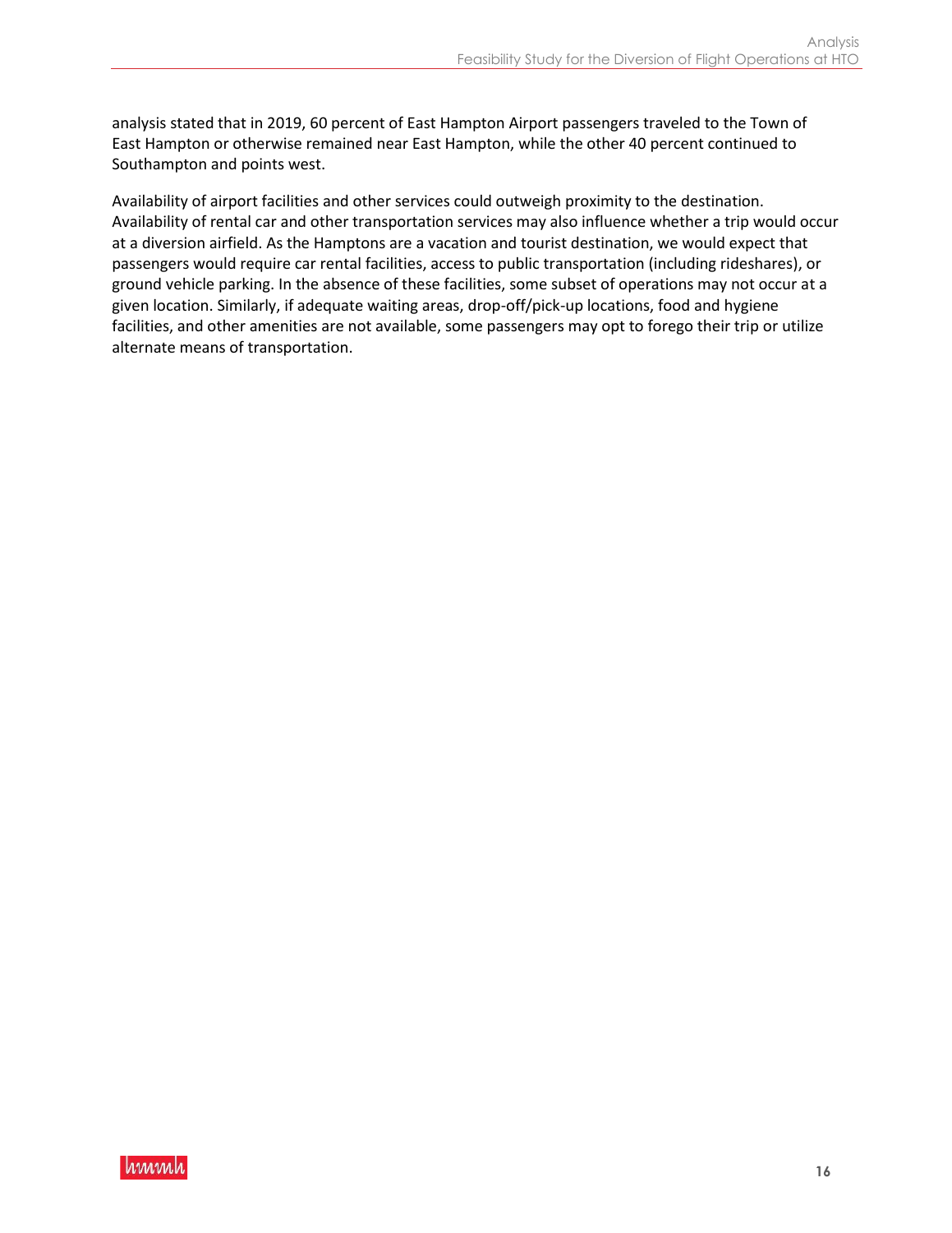analysis stated that in 2019, 60 percent of East Hampton Airport passengers traveled to the Town of East Hampton or otherwise remained near East Hampton, while the other 40 percent continued to Southampton and points west.

Availability of airport facilities and other services could outweigh proximity to the destination. Availability of rental car and other transportation services may also influence whether a trip would occur at a diversion airfield. As the Hamptons are a vacation and tourist destination, we would expect that passengers would require car rental facilities, access to public transportation (including rideshares), or ground vehicle parking. In the absence of these facilities, some subset of operations may not occur at a given location. Similarly, if adequate waiting areas, drop-off/pick-up locations, food and hygiene facilities, and other amenities are not available, some passengers may opt to forego their trip or utilize alternate means of transportation.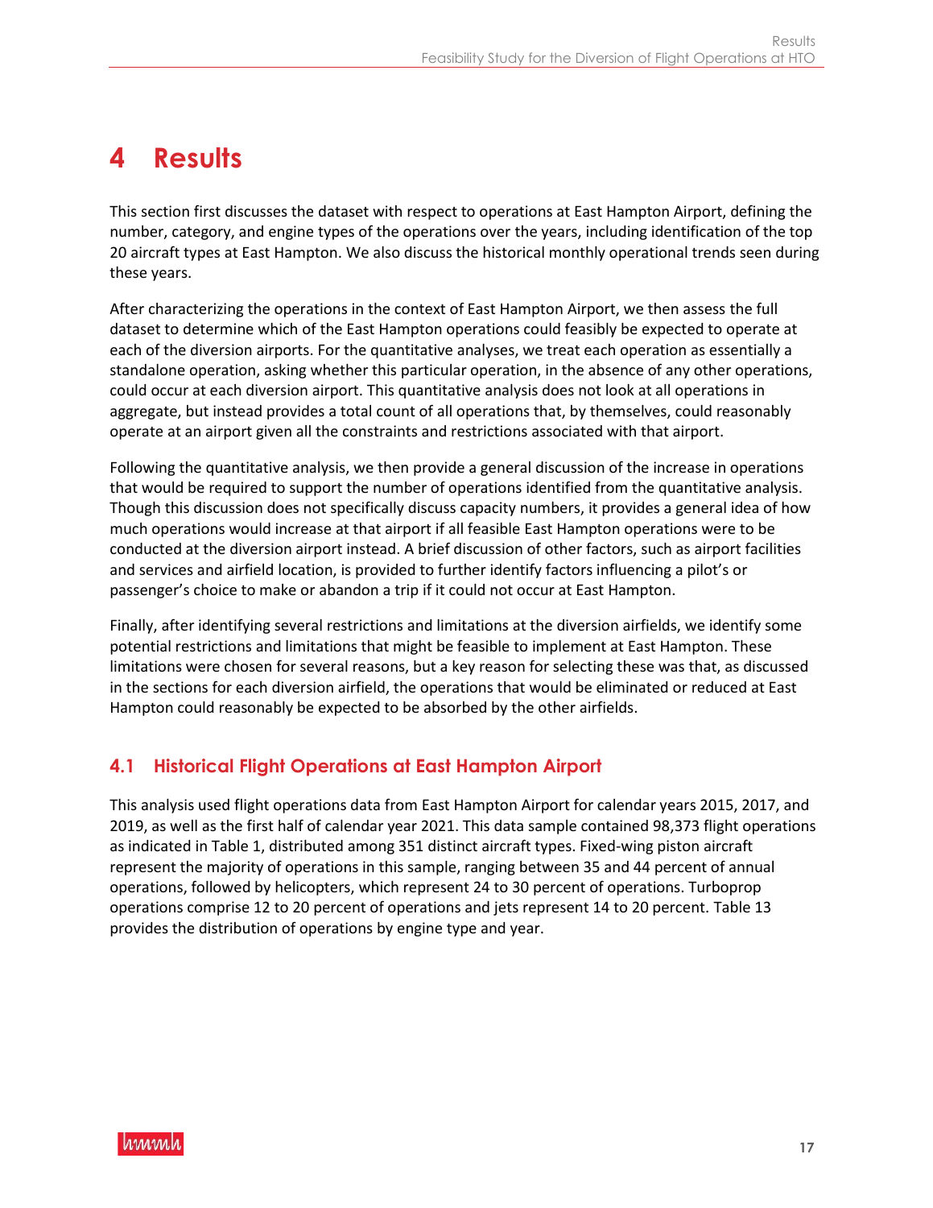# 4 Results

This section first discusses the dataset with respect to operations at East Hampton Airport, defining the number, category, and engine types of the operations over the years, including identification of the top 20 aircraft types at East Hampton. We also discuss the historical monthly operational trends seen during these years.

After characterizing the operations in the context of East Hampton Airport, we then assess the full dataset to determine which of the East Hampton operations could feasibly be expected to operate at each of the diversion airports. For the quantitative analyses, we treat each operation as essentially a standalone operation, asking whether this particular operation, in the absence of any other operations, could occur at each diversion airport. This quantitative analysis does not look at all operations in aggregate, but instead provides a total count of all operations that, by themselves, could reasonably operate at an airport given all the constraints and restrictions associated with that airport.

Following the quantitative analysis, we then provide a general discussion of the increase in operations that would be required to support the number of operations identified from the quantitative analysis. Though this discussion does not specifically discuss capacity numbers, it provides a general idea of how much operations would increase at that airport if all feasible East Hampton operations were to be conducted at the diversion airport instead. A brief discussion of other factors, such as airport facilities and services and airfield location, is provided to further identify factors influencing a pilot's or passenger's choice to make or abandon a trip if it could not occur at East Hampton.

Finally, after identifying several restrictions and limitations at the diversion airfields, we identify some potential restrictions and limitations that might be feasible to implement at East Hampton. These limitations were chosen for several reasons, but a key reason for selecting these was that, as discussed in the sections for each diversion airfield, the operations that would be eliminated or reduced at East Hampton could reasonably be expected to be absorbed by the other airfields.

## 4.1 Historical Flight Operations at East Hampton Airport

This analysis used flight operations data from East Hampton Airport for calendar years 2015, 2017, and 2019, as well as the first half of calendar year 2021. This data sample contained 98,373 flight operations as indicated in Table 1, distributed among 351 distinct aircraft types. Fixed-wing piston aircraft represent the majority of operations in this sample, ranging between 35 and 44 percent of annual operations, followed by helicopters, which represent 24 to 30 percent of operations. Turboprop operations comprise 12 to 20 percent of operations and jets represent 14 to 20 percent. Table 13 provides the distribution of operations by engine type and year.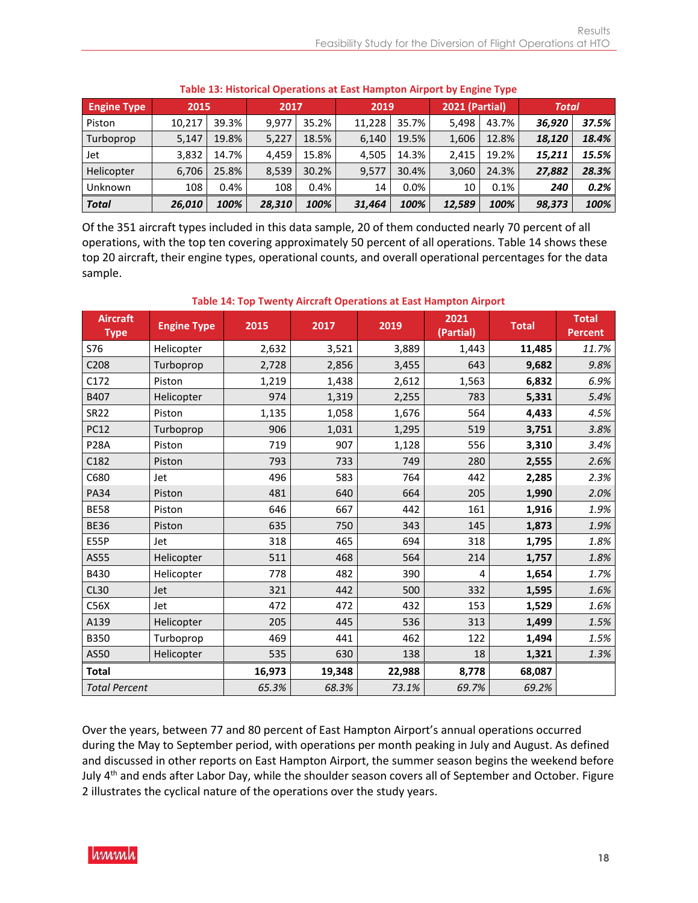**Table 13: Historical Operations at East Hampton Airport by Engine Type**

| Engine Type | 2015 | | 2017 | | 2019 | | 2021 (Partial) | | *Total* | |
|---|---|---|---|---|---|---|---|---|---|---|
| Piston | 10,217 | 39.3% | 9,977 | 35.2% | 11,228 | 35.7% | 5,498 | 43.7% | ***36,920*** | ***37.5%*** |
| Turboprop | 5,147 | 19.8% | 5,227 | 18.5% | 6,140 | 19.5% | 1,606 | 12.8% | ***18,120*** | ***18.4%*** |
| Jet | 3,832 | 14.7% | 4,459 | 15.8% | 4,505 | 14.3% | 2,415 | 19.2% | ***15,211*** | ***15.5%*** |
| Helicopter | 6,706 | 25.8% | 8,539 | 30.2% | 9,577 | 30.4% | 3,060 | 24.3% | ***27,882*** | ***28.3%*** |
| Unknown | 108 | 0.4% | 108 | 0.4% | 14 | 0.0% | 10 | 0.1% | ***240*** | ***0.2%*** |
| ***Total*** | ***26,010*** | ***100%*** | ***28,310*** | ***100%*** | ***31,464*** | ***100%*** | ***12,589*** | ***100%*** | ***98,373*** | ***100%*** |

Of the 351 aircraft types included in this data sample, 20 of them conducted nearly 70 percent of all operations, with the top ten covering approximately 50 percent of all operations. Table 14 shows these top 20 aircraft, their engine types, operational counts, and overall operational percentages for the data sample.

**Table 14: Top Twenty Aircraft Operations at East Hampton Airport**

| Aircraft Type | Engine Type | 2015 | 2017 | 2019 | 2021 (Partial) | Total | Total Percent |
|---|---|---|---|---|---|---|---|
| S76 | Helicopter | 2,632 | 3,521 | 3,889 | 1,443 | **11,485** | *11.7%* |
| C208 | Turboprop | 2,728 | 2,856 | 3,455 | 643 | **9,682** | *9.8%* |
| C172 | Piston | 1,219 | 1,438 | 2,612 | 1,563 | **6,832** | *6.9%* |
| B407 | Helicopter | 974 | 1,319 | 2,255 | 783 | **5,331** | *5.4%* |
| SR22 | Piston | 1,135 | 1,058 | 1,676 | 564 | **4,433** | *4.5%* |
| PC12 | Turboprop | 906 | 1,031 | 1,295 | 519 | **3,751** | *3.8%* |
| P28A | Piston | 719 | 907 | 1,128 | 556 | **3,310** | *3.4%* |
| C182 | Piston | 793 | 733 | 749 | 280 | **2,555** | *2.6%* |
| C680 | Jet | 496 | 583 | 764 | 442 | **2,285** | *2.3%* |
| PA34 | Piston | 481 | 640 | 664 | 205 | **1,990** | *2.0%* |
| BE58 | Piston | 646 | 667 | 442 | 161 | **1,916** | *1.9%* |
| BE36 | Piston | 635 | 750 | 343 | 145 | **1,873** | *1.9%* |
| E55P | Jet | 318 | 465 | 694 | 318 | **1,795** | *1.8%* |
| AS55 | Helicopter | 511 | 468 | 564 | 214 | **1,757** | *1.8%* |
| B430 | Helicopter | 778 | 482 | 390 | 4 | **1,654** | *1.7%* |
| CL30 | Jet | 321 | 442 | 500 | 332 | **1,595** | *1.6%* |
| C56X | Jet | 472 | 472 | 432 | 153 | **1,529** | *1.6%* |
| A139 | Helicopter | 205 | 445 | 536 | 313 | **1,499** | *1.5%* |
| B350 | Turboprop | 469 | 441 | 462 | 122 | **1,494** | *1.5%* |
| AS50 | Helicopter | 535 | 630 | 138 | 18 | **1,321** | *1.3%* |
| **Total** | | **16,973** | **19,348** | **22,988** | **8,778** | **68,087** | |
| *Total Percent* | | *65.3%* | *68.3%* | *73.1%* | *69.7%* | *69.2%* | |

Over the years, between 77 and 80 percent of East Hampton Airport's annual operations occurred during the May to September period, with operations per month peaking in July and August. As defined and discussed in other reports on East Hampton Airport, the summer season begins the weekend before July 4th and ends after Labor Day, while the shoulder season covers all of September and October. Figure 2 illustrates the cyclical nature of the operations over the study years.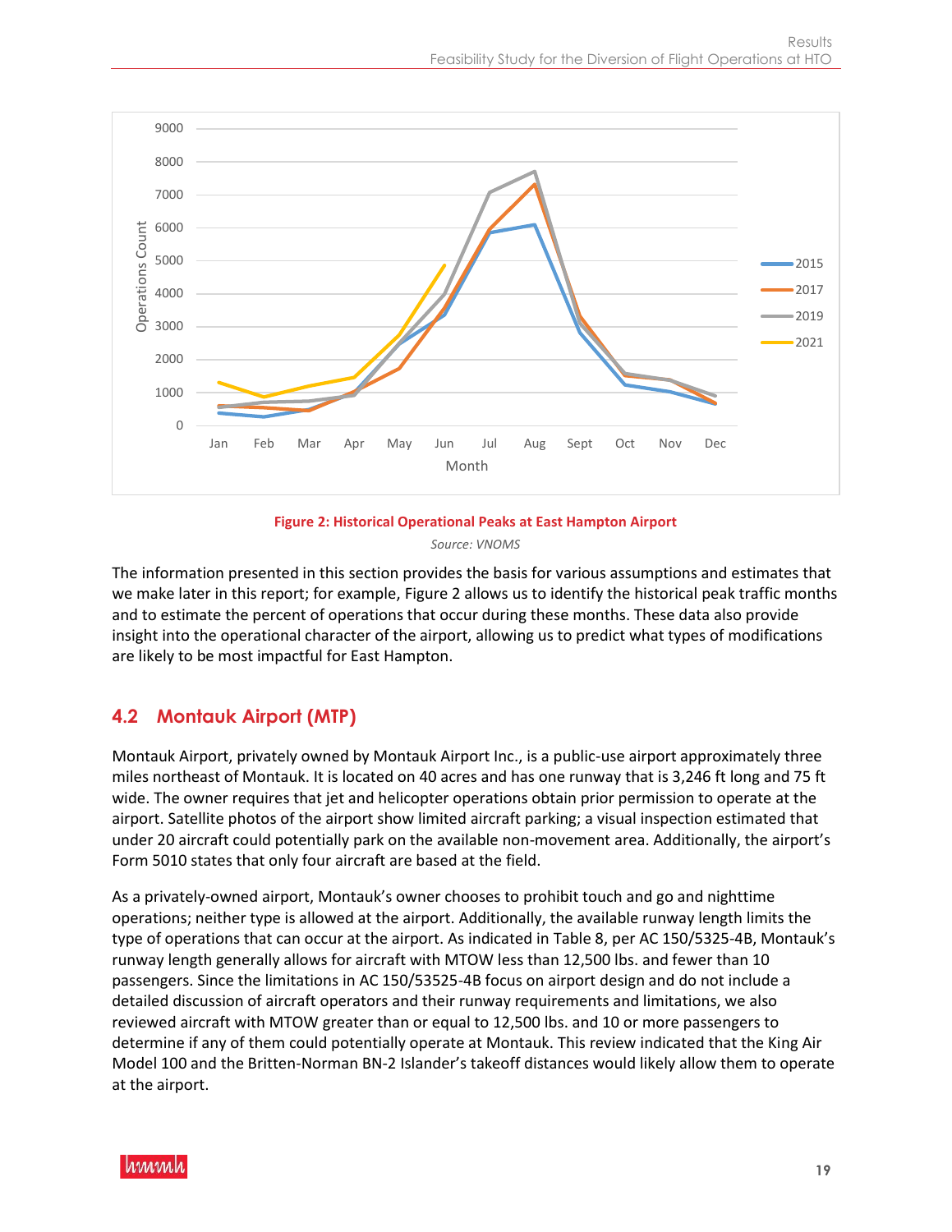**Figure 2: Historical Operational Peaks at East Hampton Airport**

*Source: VNOMS*

The information presented in this section provides the basis for various assumptions and estimates that we make later in this report; for example, Figure 2 allows us to identify the historical peak traffic months and to estimate the percent of operations that occur during these months. These data also provide insight into the operational character of the airport, allowing us to predict what types of modifications are likely to be most impactful for East Hampton.

## 4.2 Montauk Airport (MTP)

Montauk Airport, privately owned by Montauk Airport Inc., is a public-use airport approximately three miles northeast of Montauk. It is located on 40 acres and has one runway that is 3,246 ft long and 75 ft wide. The owner requires that jet and helicopter operations obtain prior permission to operate at the airport. Satellite photos of the airport show limited aircraft parking; a visual inspection estimated that under 20 aircraft could potentially park on the available non-movement area. Additionally, the airport's Form 5010 states that only four aircraft are based at the field.

As a privately-owned airport, Montauk's owner chooses to prohibit touch and go and nighttime operations; neither type is allowed at the airport. Additionally, the available runway length limits the type of operations that can occur at the airport. As indicated in Table 8, per AC 150/5325-4B, Montauk's runway length generally allows for aircraft with MTOW less than 12,500 lbs. and fewer than 10 passengers. Since the limitations in AC 150/53525-4B focus on airport design and do not include a detailed discussion of aircraft operators and their runway requirements and limitations, we also reviewed aircraft with MTOW greater than or equal to 12,500 lbs. and 10 or more passengers to determine if any of them could potentially operate at Montauk. This review indicated that the King Air Model 100 and the Britten-Norman BN-2 Islander's takeoff distances would likely allow them to operate at the airport.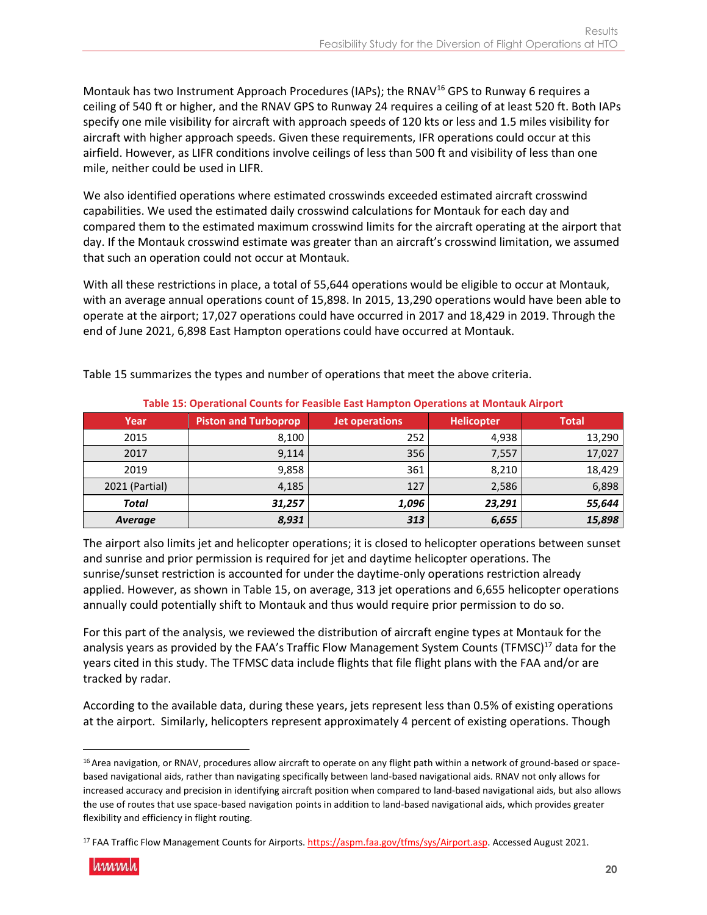Montauk has two Instrument Approach Procedures (IAPs); the RNAV[16] GPS to Runway 6 requires a ceiling of 540 ft or higher, and the RNAV GPS to Runway 24 requires a ceiling of at least 520 ft. Both IAPs specify one mile visibility for aircraft with approach speeds of 120 kts or less and 1.5 miles visibility for aircraft with higher approach speeds. Given these requirements, IFR operations could occur at this airfield. However, as LIFR conditions involve ceilings of less than 500 ft and visibility of less than one mile, neither could be used in LIFR.

We also identified operations where estimated crosswinds exceeded estimated aircraft crosswind capabilities. We used the estimated daily crosswind calculations for Montauk for each day and compared them to the estimated maximum crosswind limits for the aircraft operating at the airport that day. If the Montauk crosswind estimate was greater than an aircraft's crosswind limitation, we assumed that such an operation could not occur at Montauk.

With all these restrictions in place, a total of 55,644 operations would be eligible to occur at Montauk, with an average annual operations count of 15,898. In 2015, 13,290 operations would have been able to operate at the airport; 17,027 operations could have occurred in 2017 and 18,429 in 2019. Through the end of June 2021, 6,898 East Hampton operations could have occurred at Montauk.

Table 15 summarizes the types and number of operations that meet the above criteria.

**Table 15: Operational Counts for Feasible East Hampton Operations at Montauk Airport**

| Year | Piston and Turboprop | Jet operations | Helicopter | Total |
|---|---|---|---|---|
| 2015 | 8,100 | 252 | 4,938 | 13,290 |
| 2017 | 9,114 | 356 | 7,557 | 17,027 |
| 2019 | 9,858 | 361 | 8,210 | 18,429 |
| 2021 (Partial) | 4,185 | 127 | 2,586 | 6,898 |
| ***Total*** | ***31,257*** | ***1,096*** | ***23,291*** | ***55,644*** |
| ***Average*** | ***8,931*** | ***313*** | ***6,655*** | ***15,898*** |

The airport also limits jet and helicopter operations; it is closed to helicopter operations between sunset and sunrise and prior permission is required for jet and daytime helicopter operations. The sunrise/sunset restriction is accounted for under the daytime-only operations restriction already applied. However, as shown in Table 15, on average, 313 jet operations and 6,655 helicopter operations annually could potentially shift to Montauk and thus would require prior permission to do so.

For this part of the analysis, we reviewed the distribution of aircraft engine types at Montauk for the analysis years as provided by the FAA's Traffic Flow Management System Counts (TFMSC)[17] data for the years cited in this study. The TFMSC data include flights that file flight plans with the FAA and/or are tracked by radar.

According to the available data, during these years, jets represent less than 0.5% of existing operations at the airport. Similarly, helicopters represent approximately 4 percent of existing operations. Though

[16] Area navigation, or RNAV, procedures allow aircraft to operate on any flight path within a network of ground-based or space-based navigational aids, rather than navigating specifically between land-based navigational aids. RNAV not only allows for increased accuracy and precision in identifying aircraft position when compared to land-based navigational aids, but also allows the use of routes that use space-based navigation points in addition to land-based navigational aids, which provides greater flexibility and efficiency in flight routing.

[17] FAA Traffic Flow Management Counts for Airports. https://aspm.faa.gov/tfms/sys/Airport.asp. Accessed August 2021.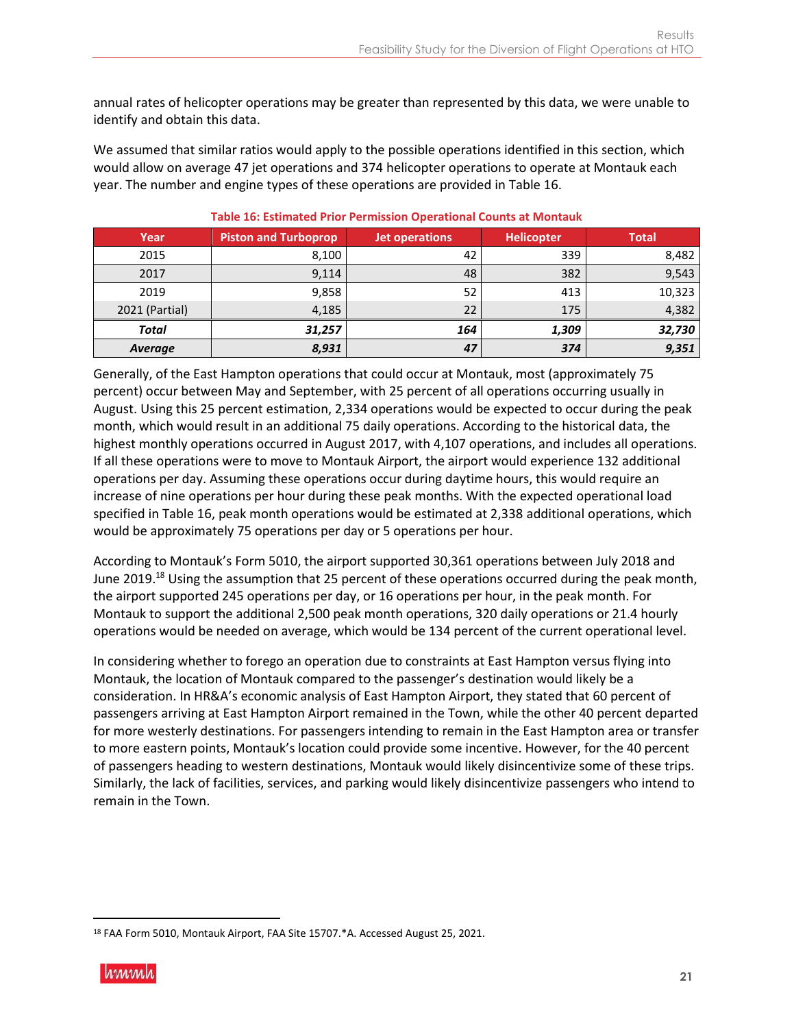annual rates of helicopter operations may be greater than represented by this data, we were unable to identify and obtain this data.

We assumed that similar ratios would apply to the possible operations identified in this section, which would allow on average 47 jet operations and 374 helicopter operations to operate at Montauk each year. The number and engine types of these operations are provided in Table 16.

**Table 16: Estimated Prior Permission Operational Counts at Montauk**

| Year | Piston and Turboprop | Jet operations | Helicopter | Total |
|---|---|---|---|---|
| 2015 | 8,100 | 42 | 339 | 8,482 |
| 2017 | 9,114 | 48 | 382 | 9,543 |
| 2019 | 9,858 | 52 | 413 | 10,323 |
| 2021 (Partial) | 4,185 | 22 | 175 | 4,382 |
| ***Total*** | ***31,257*** | ***164*** | ***1,309*** | ***32,730*** |
| ***Average*** | ***8,931*** | ***47*** | ***374*** | ***9,351*** |

Generally, of the East Hampton operations that could occur at Montauk, most (approximately 75 percent) occur between May and September, with 25 percent of all operations occurring usually in August. Using this 25 percent estimation, 2,334 operations would be expected to occur during the peak month, which would result in an additional 75 daily operations. According to the historical data, the highest monthly operations occurred in August 2017, with 4,107 operations, and includes all operations. If all these operations were to move to Montauk Airport, the airport would experience 132 additional operations per day. Assuming these operations occur during daytime hours, this would require an increase of nine operations per hour during these peak months. With the expected operational load specified in Table 16, peak month operations would be estimated at 2,338 additional operations, which would be approximately 75 operations per day or 5 operations per hour.

According to Montauk's Form 5010, the airport supported 30,361 operations between July 2018 and June 2019.[18] Using the assumption that 25 percent of these operations occurred during the peak month, the airport supported 245 operations per day, or 16 operations per hour, in the peak month. For Montauk to support the additional 2,500 peak month operations, 320 daily operations or 21.4 hourly operations would be needed on average, which would be 134 percent of the current operational level.

In considering whether to forego an operation due to constraints at East Hampton versus flying into Montauk, the location of Montauk compared to the passenger's destination would likely be a consideration. In HR&A's economic analysis of East Hampton Airport, they stated that 60 percent of passengers arriving at East Hampton Airport remained in the Town, while the other 40 percent departed for more westerly destinations. For passengers intending to remain in the East Hampton area or transfer to more eastern points, Montauk's location could provide some incentive. However, for the 40 percent of passengers heading to western destinations, Montauk would likely disincentivize some of these trips. Similarly, the lack of facilities, services, and parking would likely disincentivize passengers who intend to remain in the Town.

---

[18] FAA Form 5010, Montauk Airport, FAA Site 15707.*A. Accessed August 25, 2021.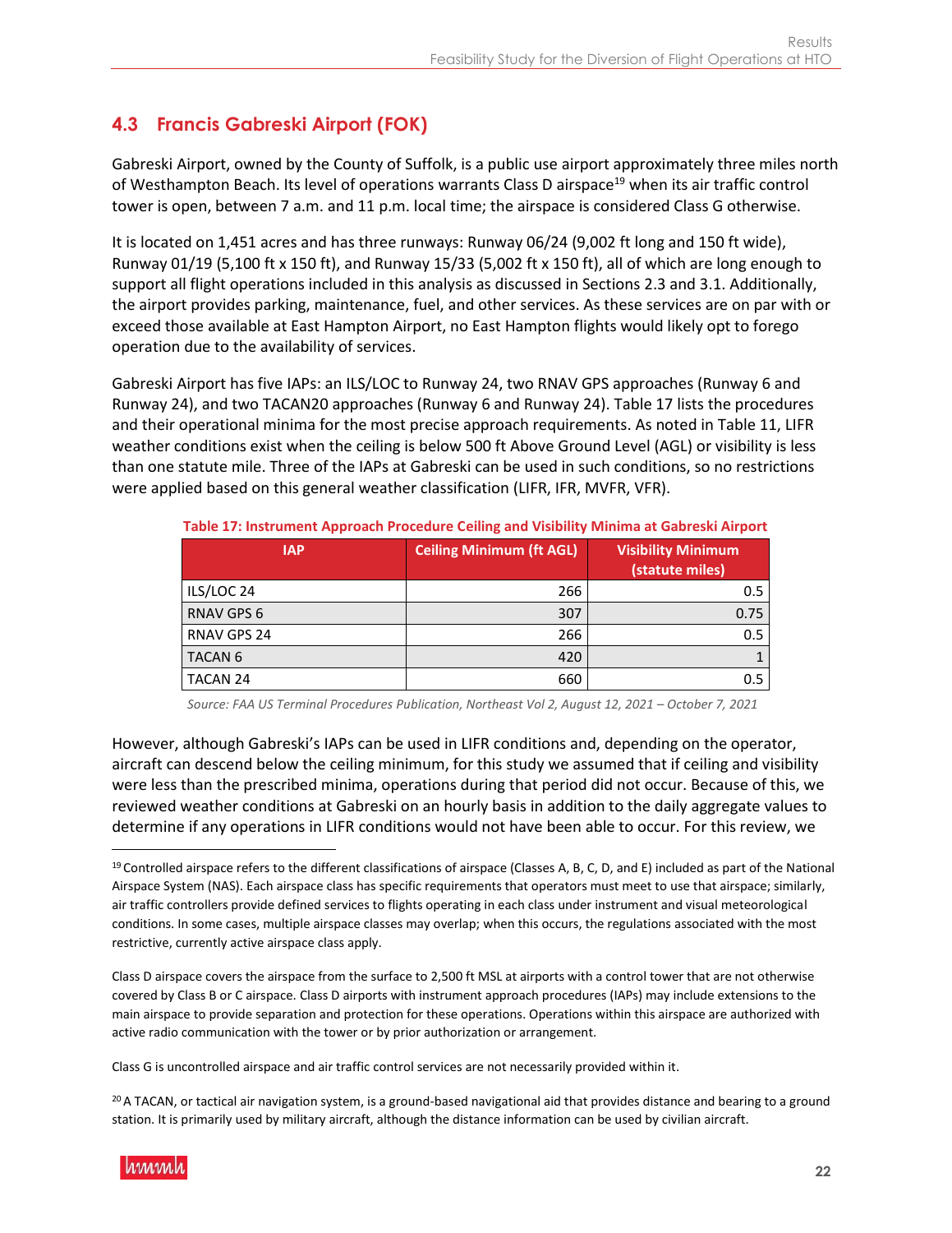## 4.3 Francis Gabreski Airport (FOK)

Gabreski Airport, owned by the County of Suffolk, is a public use airport approximately three miles north of Westhampton Beach. Its level of operations warrants Class D airspace[19] when its air traffic control tower is open, between 7 a.m. and 11 p.m. local time; the airspace is considered Class G otherwise.

It is located on 1,451 acres and has three runways: Runway 06/24 (9,002 ft long and 150 ft wide), Runway 01/19 (5,100 ft x 150 ft), and Runway 15/33 (5,002 ft x 150 ft), all of which are long enough to support all flight operations included in this analysis as discussed in Sections 2.3 and 3.1. Additionally, the airport provides parking, maintenance, fuel, and other services. As these services are on par with or exceed those available at East Hampton Airport, no East Hampton flights would likely opt to forego operation due to the availability of services.

Gabreski Airport has five IAPs: an ILS/LOC to Runway 24, two RNAV GPS approaches (Runway 6 and Runway 24), and two TACAN20 approaches (Runway 6 and Runway 24). Table 17 lists the procedures and their operational minima for the most precise approach requirements. As noted in Table 11, LIFR weather conditions exist when the ceiling is below 500 ft Above Ground Level (AGL) or visibility is less than one statute mile. Three of the IAPs at Gabreski can be used in such conditions, so no restrictions were applied based on this general weather classification (LIFR, IFR, MVFR, VFR).

**Table 17: Instrument Approach Procedure Ceiling and Visibility Minima at Gabreski Airport**

| IAP | Ceiling Minimum (ft AGL) | Visibility Minimum (statute miles) |
|---|---|---|
| ILS/LOC 24 | 266 | 0.5 |
| RNAV GPS 6 | 307 | 0.75 |
| RNAV GPS 24 | 266 | 0.5 |
| TACAN 6 | 420 | 1 |
| TACAN 24 | 660 | 0.5 |

*Source: FAA US Terminal Procedures Publication, Northeast Vol 2, August 12, 2021 – October 7, 2021*

However, although Gabreski's IAPs can be used in LIFR conditions and, depending on the operator, aircraft can descend below the ceiling minimum, for this study we assumed that if ceiling and visibility were less than the prescribed minima, operations during that period did not occur. Because of this, we reviewed weather conditions at Gabreski on an hourly basis in addition to the daily aggregate values to determine if any operations in LIFR conditions would not have been able to occur. For this review, we

---

[19] Controlled airspace refers to the different classifications of airspace (Classes A, B, C, D, and E) included as part of the National Airspace System (NAS). Each airspace class has specific requirements that operators must meet to use that airspace; similarly, air traffic controllers provide defined services to flights operating in each class under instrument and visual meteorological conditions. In some cases, multiple airspace classes may overlap; when this occurs, the regulations associated with the most restrictive, currently active airspace class apply.

Class D airspace covers the airspace from the surface to 2,500 ft MSL at airports with a control tower that are not otherwise covered by Class B or C airspace. Class D airports with instrument approach procedures (IAPs) may include extensions to the main airspace to provide separation and protection for these operations. Operations within this airspace are authorized with active radio communication with the tower or by prior authorization or arrangement.

Class G is uncontrolled airspace and air traffic control services are not necessarily provided within it.

[20] A TACAN, or tactical air navigation system, is a ground-based navigational aid that provides distance and bearing to a ground station. It is primarily used by military aircraft, although the distance information can be used by civilian aircraft.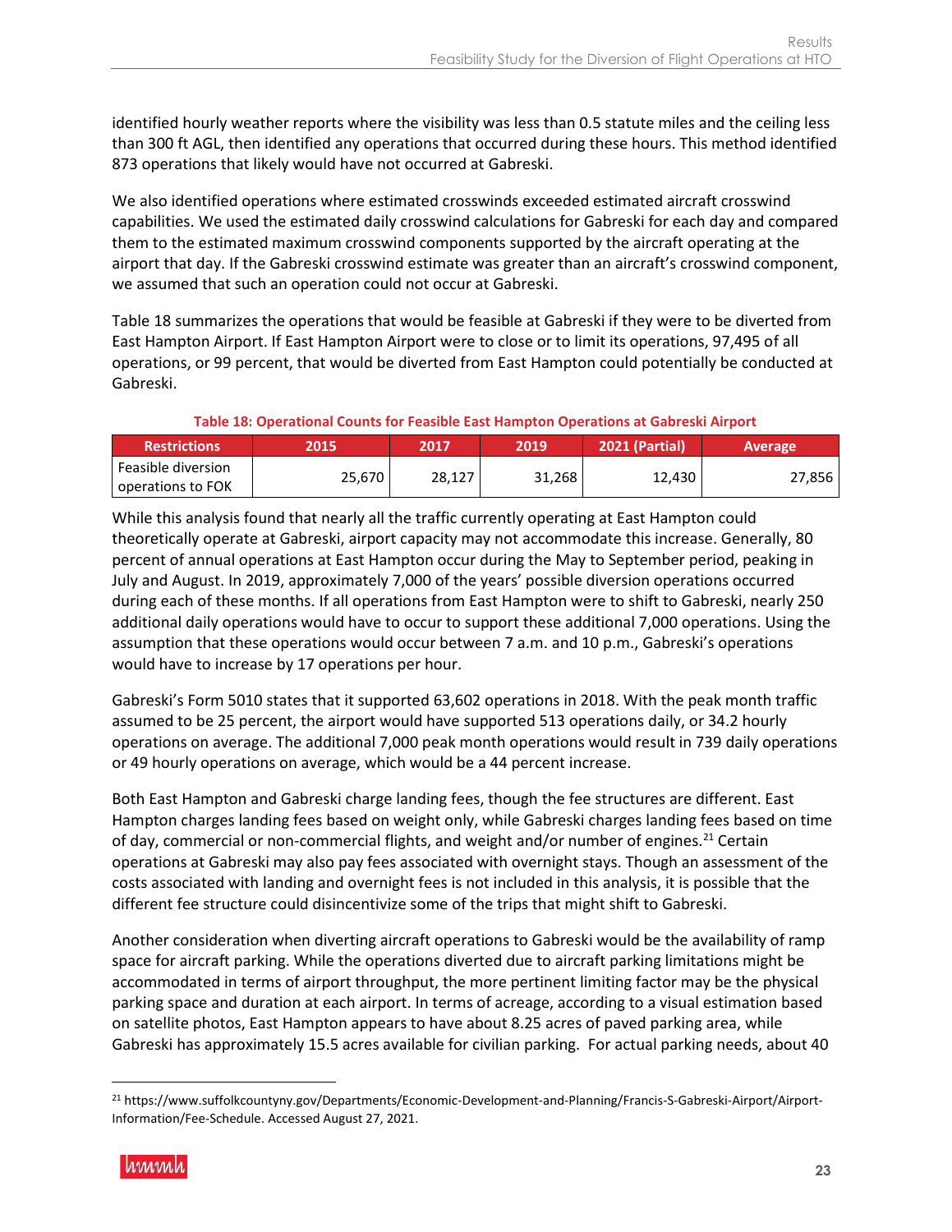identified hourly weather reports where the visibility was less than 0.5 statute miles and the ceiling less than 300 ft AGL, then identified any operations that occurred during these hours. This method identified 873 operations that likely would have not occurred at Gabreski.

We also identified operations where estimated crosswinds exceeded estimated aircraft crosswind capabilities. We used the estimated daily crosswind calculations for Gabreski for each day and compared them to the estimated maximum crosswind components supported by the aircraft operating at the airport that day. If the Gabreski crosswind estimate was greater than an aircraft's crosswind component, we assumed that such an operation could not occur at Gabreski.

Table 18 summarizes the operations that would be feasible at Gabreski if they were to be diverted from East Hampton Airport. If East Hampton Airport were to close or to limit its operations, 97,495 of all operations, or 99 percent, that would be diverted from East Hampton could potentially be conducted at Gabreski.

**Table 18: Operational Counts for Feasible East Hampton Operations at Gabreski Airport**

| Restrictions | 2015 | 2017 | 2019 | 2021 (Partial) | Average |
|---|---|---|---|---|---|
| Feasible diversion operations to FOK | 25,670 | 28,127 | 31,268 | 12,430 | 27,856 |

While this analysis found that nearly all the traffic currently operating at East Hampton could theoretically operate at Gabreski, airport capacity may not accommodate this increase. Generally, 80 percent of annual operations at East Hampton occur during the May to September period, peaking in July and August. In 2019, approximately 7,000 of the years' possible diversion operations occurred during each of these months. If all operations from East Hampton were to shift to Gabreski, nearly 250 additional daily operations would have to occur to support these additional 7,000 operations. Using the assumption that these operations would occur between 7 a.m. and 10 p.m., Gabreski's operations would have to increase by 17 operations per hour.

Gabreski's Form 5010 states that it supported 63,602 operations in 2018. With the peak month traffic assumed to be 25 percent, the airport would have supported 513 operations daily, or 34.2 hourly operations on average. The additional 7,000 peak month operations would result in 739 daily operations or 49 hourly operations on average, which would be a 44 percent increase.

Both East Hampton and Gabreski charge landing fees, though the fee structures are different. East Hampton charges landing fees based on weight only, while Gabreski charges landing fees based on time of day, commercial or non-commercial flights, and weight and/or number of engines.[21] Certain operations at Gabreski may also pay fees associated with overnight stays. Though an assessment of the costs associated with landing and overnight fees is not included in this analysis, it is possible that the different fee structure could disincentivize some of the trips that might shift to Gabreski.

Another consideration when diverting aircraft operations to Gabreski would be the availability of ramp space for aircraft parking. While the operations diverted due to aircraft parking limitations might be accommodated in terms of airport throughput, the more pertinent limiting factor may be the physical parking space and duration at each airport. In terms of acreage, according to a visual estimation based on satellite photos, East Hampton appears to have about 8.25 acres of paved parking area, while Gabreski has approximately 15.5 acres available for civilian parking. For actual parking needs, about 40

[21] https://www.suffolkcountyny.gov/Departments/Economic-Development-and-Planning/Francis-S-Gabreski-Airport/Airport-Information/Fee-Schedule. Accessed August 27, 2021.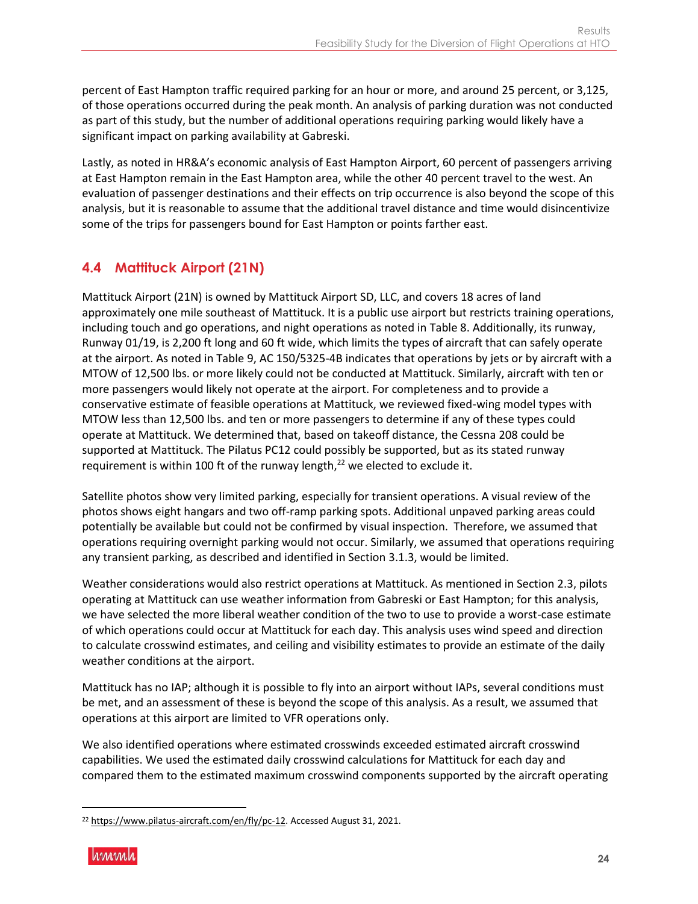percent of East Hampton traffic required parking for an hour or more, and around 25 percent, or 3,125, of those operations occurred during the peak month. An analysis of parking duration was not conducted as part of this study, but the number of additional operations requiring parking would likely have a significant impact on parking availability at Gabreski.

Lastly, as noted in HR&A's economic analysis of East Hampton Airport, 60 percent of passengers arriving at East Hampton remain in the East Hampton area, while the other 40 percent travel to the west. An evaluation of passenger destinations and their effects on trip occurrence is also beyond the scope of this analysis, but it is reasonable to assume that the additional travel distance and time would disincentivize some of the trips for passengers bound for East Hampton or points farther east.

## 4.4 Mattituck Airport (21N)

Mattituck Airport (21N) is owned by Mattituck Airport SD, LLC, and covers 18 acres of land approximately one mile southeast of Mattituck. It is a public use airport but restricts training operations, including touch and go operations, and night operations as noted in Table 8. Additionally, its runway, Runway 01/19, is 2,200 ft long and 60 ft wide, which limits the types of aircraft that can safely operate at the airport. As noted in Table 9, AC 150/5325-4B indicates that operations by jets or by aircraft with a MTOW of 12,500 lbs. or more likely could not be conducted at Mattituck. Similarly, aircraft with ten or more passengers would likely not operate at the airport. For completeness and to provide a conservative estimate of feasible operations at Mattituck, we reviewed fixed-wing model types with MTOW less than 12,500 lbs. and ten or more passengers to determine if any of these types could operate at Mattituck. We determined that, based on takeoff distance, the Cessna 208 could be supported at Mattituck. The Pilatus PC12 could possibly be supported, but as its stated runway requirement is within 100 ft of the runway length,[22] we elected to exclude it.

Satellite photos show very limited parking, especially for transient operations. A visual review of the photos shows eight hangars and two off-ramp parking spots. Additional unpaved parking areas could potentially be available but could not be confirmed by visual inspection. Therefore, we assumed that operations requiring overnight parking would not occur. Similarly, we assumed that operations requiring any transient parking, as described and identified in Section 3.1.3, would be limited.

Weather considerations would also restrict operations at Mattituck. As mentioned in Section 2.3, pilots operating at Mattituck can use weather information from Gabreski or East Hampton; for this analysis, we have selected the more liberal weather condition of the two to use to provide a worst-case estimate of which operations could occur at Mattituck for each day. This analysis uses wind speed and direction to calculate crosswind estimates, and ceiling and visibility estimates to provide an estimate of the daily weather conditions at the airport.

Mattituck has no IAP; although it is possible to fly into an airport without IAPs, several conditions must be met, and an assessment of these is beyond the scope of this analysis. As a result, we assumed that operations at this airport are limited to VFR operations only.

We also identified operations where estimated crosswinds exceeded estimated aircraft crosswind capabilities. We used the estimated daily crosswind calculations for Mattituck for each day and compared them to the estimated maximum crosswind components supported by the aircraft operating

---

[22] https://www.pilatus-aircraft.com/en/fly/pc-12. Accessed August 31, 2021.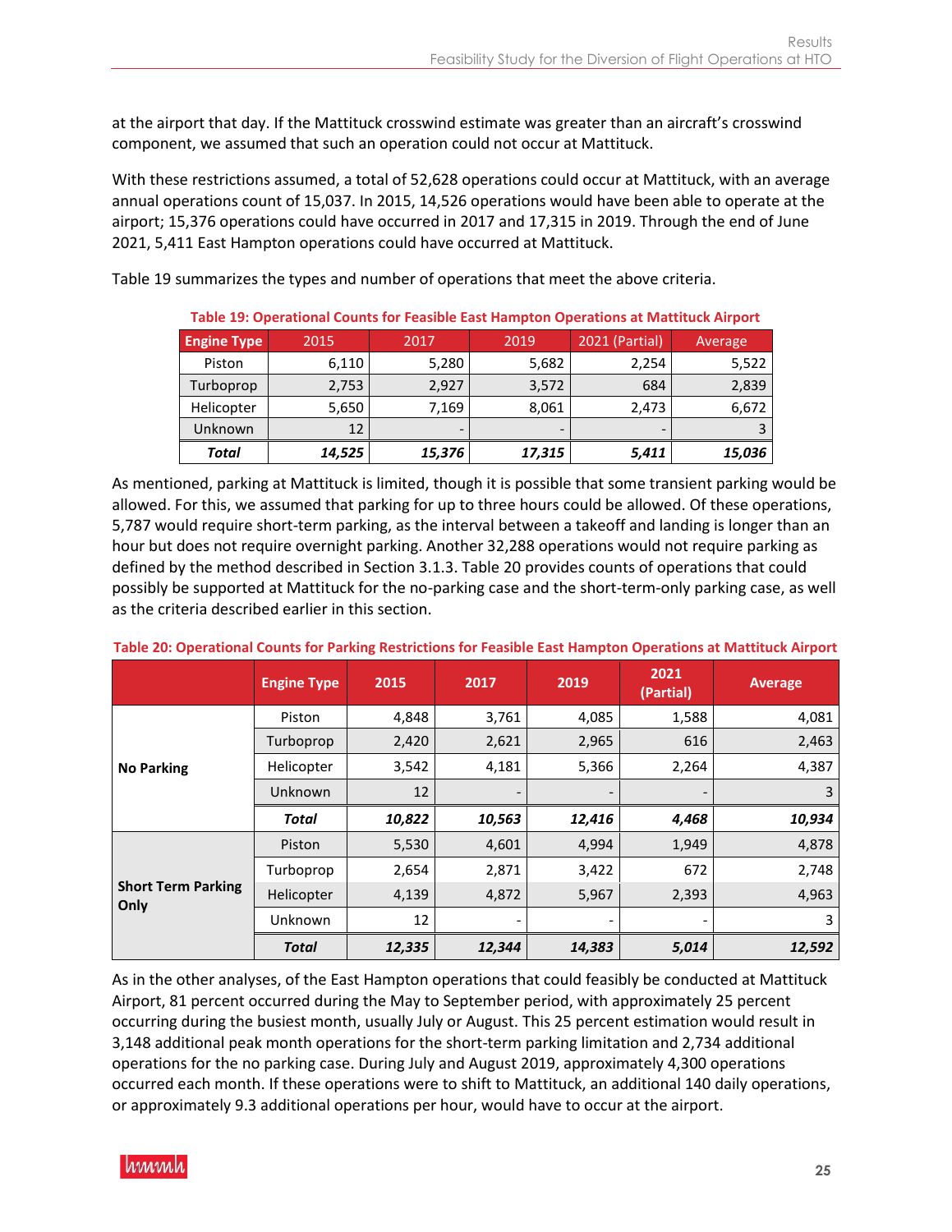at the airport that day. If the Mattituck crosswind estimate was greater than an aircraft's crosswind component, we assumed that such an operation could not occur at Mattituck.

With these restrictions assumed, a total of 52,628 operations could occur at Mattituck, with an average annual operations count of 15,037. In 2015, 14,526 operations would have been able to operate at the airport; 15,376 operations could have occurred in 2017 and 17,315 in 2019. Through the end of June 2021, 5,411 East Hampton operations could have occurred at Mattituck.

Table 19 summarizes the types and number of operations that meet the above criteria.

**Table 19: Operational Counts for Feasible East Hampton Operations at Mattituck Airport**

| Engine Type | 2015 | 2017 | 2019 | 2021 (Partial) | Average |
|---|---|---|---|---|---|
| Piston | 6,110 | 5,280 | 5,682 | 2,254 | 5,522 |
| Turboprop | 2,753 | 2,927 | 3,572 | 684 | 2,839 |
| Helicopter | 5,650 | 7,169 | 8,061 | 2,473 | 6,672 |
| Unknown | 12 | - | - | - | 3 |
| ***Total*** | ***14,525*** | ***15,376*** | ***17,315*** | ***5,411*** | ***15,036*** |

As mentioned, parking at Mattituck is limited, though it is possible that some transient parking would be allowed. For this, we assumed that parking for up to three hours could be allowed. Of these operations, 5,787 would require short-term parking, as the interval between a takeoff and landing is longer than an hour but does not require overnight parking. Another 32,288 operations would not require parking as defined by the method described in Section 3.1.3. Table 20 provides counts of operations that could possibly be supported at Mattituck for the no-parking case and the short-term-only parking case, as well as the criteria described earlier in this section.

**Table 20: Operational Counts for Parking Restrictions for Feasible East Hampton Operations at Mattituck Airport**

| | Engine Type | 2015 | 2017 | 2019 | 2021 (Partial) | Average |
|---|---|---|---|---|---|---|
| **No Parking** | Piston | 4,848 | 3,761 | 4,085 | 1,588 | 4,081 |
| | Turboprop | 2,420 | 2,621 | 2,965 | 616 | 2,463 |
| | Helicopter | 3,542 | 4,181 | 5,366 | 2,264 | 4,387 |
| | Unknown | 12 | - | - | - | 3 |
| | ***Total*** | ***10,822*** | ***10,563*** | ***12,416*** | ***4,468*** | ***10,934*** |
| **Short Term Parking Only** | Piston | 5,530 | 4,601 | 4,994 | 1,949 | 4,878 |
| | Turboprop | 2,654 | 2,871 | 3,422 | 672 | 2,748 |
| | Helicopter | 4,139 | 4,872 | 5,967 | 2,393 | 4,963 |
| | Unknown | 12 | - | - | - | 3 |
| | ***Total*** | ***12,335*** | ***12,344*** | ***14,383*** | ***5,014*** | ***12,592*** |

As in the other analyses, of the East Hampton operations that could feasibly be conducted at Mattituck Airport, 81 percent occurred during the May to September period, with approximately 25 percent occurring during the busiest month, usually July or August. This 25 percent estimation would result in 3,148 additional peak month operations for the short-term parking limitation and 2,734 additional operations for the no parking case. During July and August 2019, approximately 4,300 operations occurred each month. If these operations were to shift to Mattituck, an additional 140 daily operations, or approximately 9.3 additional operations per hour, would have to occur at the airport.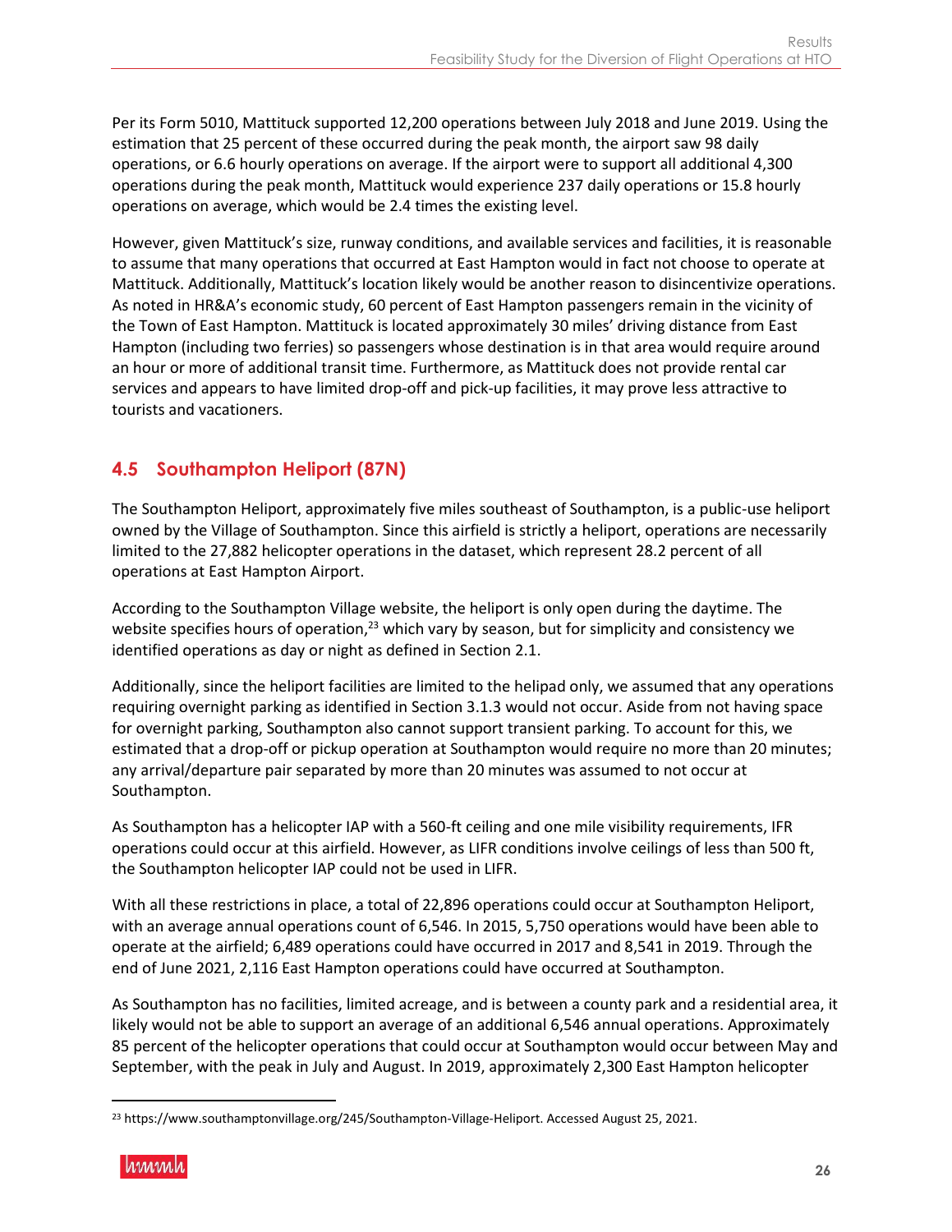Per its Form 5010, Mattituck supported 12,200 operations between July 2018 and June 2019. Using the estimation that 25 percent of these occurred during the peak month, the airport saw 98 daily operations, or 6.6 hourly operations on average. If the airport were to support all additional 4,300 operations during the peak month, Mattituck would experience 237 daily operations or 15.8 hourly operations on average, which would be 2.4 times the existing level.

However, given Mattituck's size, runway conditions, and available services and facilities, it is reasonable to assume that many operations that occurred at East Hampton would in fact not choose to operate at Mattituck. Additionally, Mattituck's location likely would be another reason to disincentivize operations. As noted in HR&A's economic study, 60 percent of East Hampton passengers remain in the vicinity of the Town of East Hampton. Mattituck is located approximately 30 miles' driving distance from East Hampton (including two ferries) so passengers whose destination is in that area would require around an hour or more of additional transit time. Furthermore, as Mattituck does not provide rental car services and appears to have limited drop-off and pick-up facilities, it may prove less attractive to tourists and vacationers.

## 4.5 Southampton Heliport (87N)

The Southampton Heliport, approximately five miles southeast of Southampton, is a public-use heliport owned by the Village of Southampton. Since this airfield is strictly a heliport, operations are necessarily limited to the 27,882 helicopter operations in the dataset, which represent 28.2 percent of all operations at East Hampton Airport.

According to the Southampton Village website, the heliport is only open during the daytime. The website specifies hours of operation,[23] which vary by season, but for simplicity and consistency we identified operations as day or night as defined in Section 2.1.

Additionally, since the heliport facilities are limited to the helipad only, we assumed that any operations requiring overnight parking as identified in Section 3.1.3 would not occur. Aside from not having space for overnight parking, Southampton also cannot support transient parking. To account for this, we estimated that a drop-off or pickup operation at Southampton would require no more than 20 minutes; any arrival/departure pair separated by more than 20 minutes was assumed to not occur at Southampton.

As Southampton has a helicopter IAP with a 560-ft ceiling and one mile visibility requirements, IFR operations could occur at this airfield. However, as LIFR conditions involve ceilings of less than 500 ft, the Southampton helicopter IAP could not be used in LIFR.

With all these restrictions in place, a total of 22,896 operations could occur at Southampton Heliport, with an average annual operations count of 6,546. In 2015, 5,750 operations would have been able to operate at the airfield; 6,489 operations could have occurred in 2017 and 8,541 in 2019. Through the end of June 2021, 2,116 East Hampton operations could have occurred at Southampton.

As Southampton has no facilities, limited acreage, and is between a county park and a residential area, it likely would not be able to support an average of an additional 6,546 annual operations. Approximately 85 percent of the helicopter operations that could occur at Southampton would occur between May and September, with the peak in July and August. In 2019, approximately 2,300 East Hampton helicopter

[23] https://www.southamptonvillage.org/245/Southampton-Village-Heliport. Accessed August 25, 2021.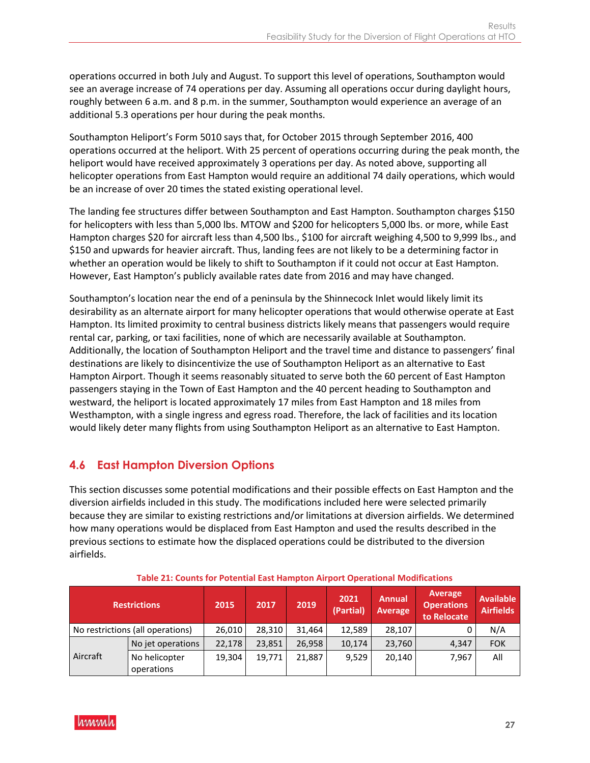operations occurred in both July and August. To support this level of operations, Southampton would see an average increase of 74 operations per day. Assuming all operations occur during daylight hours, roughly between 6 a.m. and 8 p.m. in the summer, Southampton would experience an average of an additional 5.3 operations per hour during the peak months.

Southampton Heliport's Form 5010 says that, for October 2015 through September 2016, 400 operations occurred at the heliport. With 25 percent of operations occurring during the peak month, the heliport would have received approximately 3 operations per day. As noted above, supporting all helicopter operations from East Hampton would require an additional 74 daily operations, which would be an increase of over 20 times the stated existing operational level.

The landing fee structures differ between Southampton and East Hampton. Southampton charges $150 for helicopters with less than 5,000 lbs. MTOW and $200 for helicopters 5,000 lbs. or more, while East Hampton charges $20 for aircraft less than 4,500 lbs., $100 for aircraft weighing 4,500 to 9,999 lbs., and $150 and upwards for heavier aircraft. Thus, landing fees are not likely to be a determining factor in whether an operation would be likely to shift to Southampton if it could not occur at East Hampton. However, East Hampton's publicly available rates date from 2016 and may have changed.

Southampton's location near the end of a peninsula by the Shinnecock Inlet would likely limit its desirability as an alternate airport for many helicopter operations that would otherwise operate at East Hampton. Its limited proximity to central business districts likely means that passengers would require rental car, parking, or taxi facilities, none of which are necessarily available at Southampton. Additionally, the location of Southampton Heliport and the travel time and distance to passengers' final destinations are likely to disincentivize the use of Southampton Heliport as an alternative to East Hampton Airport. Though it seems reasonably situated to serve both the 60 percent of East Hampton passengers staying in the Town of East Hampton and the 40 percent heading to Southampton and westward, the heliport is located approximately 17 miles from East Hampton and 18 miles from Westhampton, with a single ingress and egress road. Therefore, the lack of facilities and its location would likely deter many flights from using Southampton Heliport as an alternative to East Hampton.

## 4.6 East Hampton Diversion Options

This section discusses some potential modifications and their possible effects on East Hampton and the diversion airfields included in this study. The modifications included here were selected primarily because they are similar to existing restrictions and/or limitations at diversion airfields. We determined how many operations would be displaced from East Hampton and used the results described in the previous sections to estimate how the displaced operations could be distributed to the diversion airfields.

**Table 21: Counts for Potential East Hampton Airport Operational Modifications**

| Restrictions | | 2015 | 2017 | 2019 | 2021 (Partial) | Annual Average | Average Operations to Relocate | Available Airfields |
|---|---|---|---|---|---|---|---|---|
| No restrictions (all operations) | | 26,010 | 28,310 | 31,464 | 12,589 | 28,107 | 0 | N/A |
| Aircraft | No jet operations | 22,178 | 23,851 | 26,958 | 10,174 | 23,760 | 4,347 | FOK |
| | No helicopter operations | 19,304 | 19,771 | 21,887 | 9,529 | 20,140 | 7,967 | All |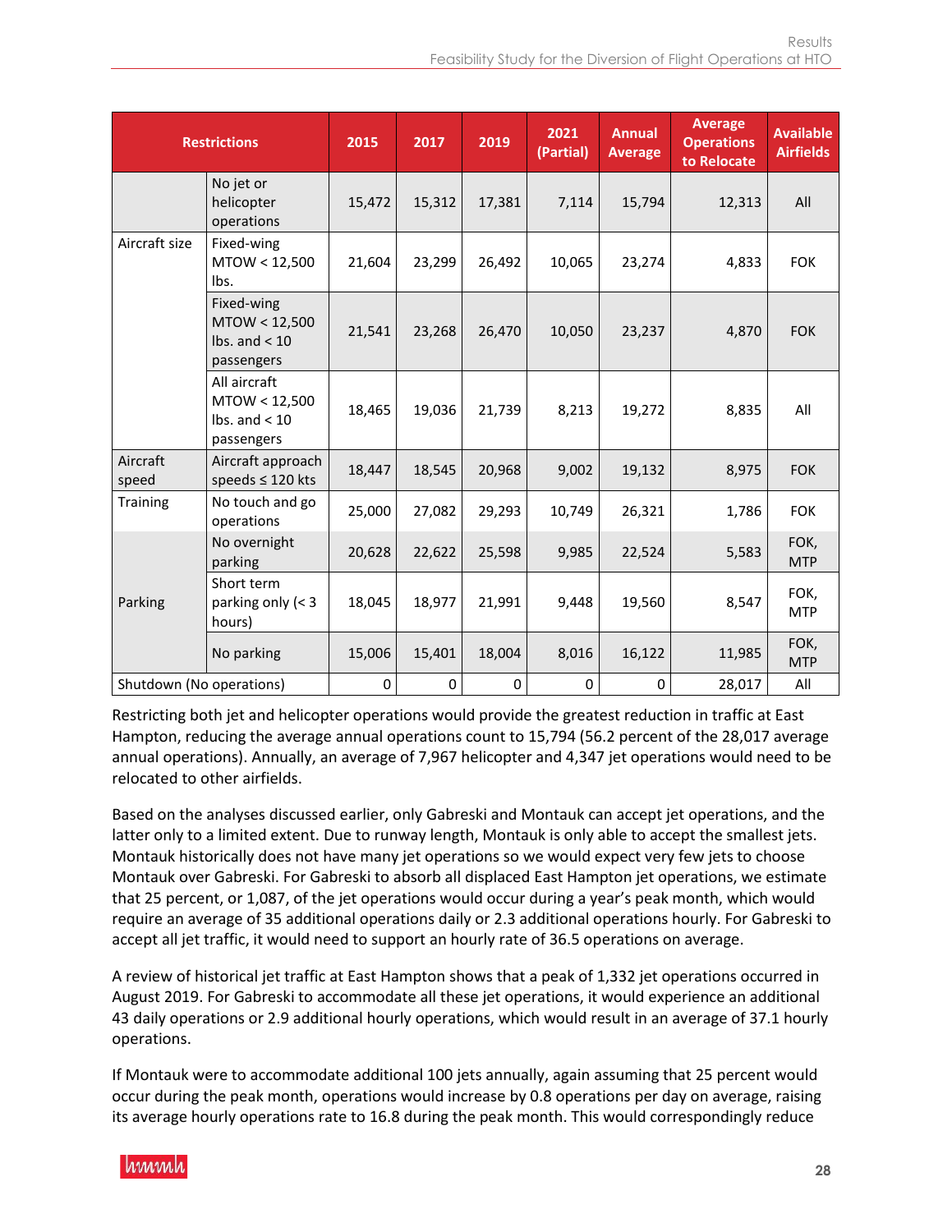| Restrictions | | 2015 | 2017 | 2019 | 2021 (Partial) | Annual Average | Average Operations to Relocate | Available Airfields |
|---|---|---|---|---|---|---|---|---|
| | No jet or helicopter operations | 15,472 | 15,312 | 17,381 | 7,114 | 15,794 | 12,313 | All |
| Aircraft size | Fixed-wing MTOW < 12,500 lbs. | 21,604 | 23,299 | 26,492 | 10,065 | 23,274 | 4,833 | FOK |
| | Fixed-wing MTOW < 12,500 lbs. and < 10 passengers | 21,541 | 23,268 | 26,470 | 10,050 | 23,237 | 4,870 | FOK |
| | All aircraft MTOW < 12,500 lbs. and < 10 passengers | 18,465 | 19,036 | 21,739 | 8,213 | 19,272 | 8,835 | All |
| Aircraft speed | Aircraft approach speeds ≤ 120 kts | 18,447 | 18,545 | 20,968 | 9,002 | 19,132 | 8,975 | FOK |
| Training | No touch and go operations | 25,000 | 27,082 | 29,293 | 10,749 | 26,321 | 1,786 | FOK |
| Parking | No overnight parking | 20,628 | 22,622 | 25,598 | 9,985 | 22,524 | 5,583 | FOK, MTP |
| | Short term parking only (< 3 hours) | 18,045 | 18,977 | 21,991 | 9,448 | 19,560 | 8,547 | FOK, MTP |
| | No parking | 15,006 | 15,401 | 18,004 | 8,016 | 16,122 | 11,985 | FOK, MTP |
| Shutdown (No operations) | | 0 | 0 | 0 | 0 | 0 | 28,017 | All |

Restricting both jet and helicopter operations would provide the greatest reduction in traffic at East Hampton, reducing the average annual operations count to 15,794 (56.2 percent of the 28,017 average annual operations). Annually, an average of 7,967 helicopter and 4,347 jet operations would need to be relocated to other airfields.

Based on the analyses discussed earlier, only Gabreski and Montauk can accept jet operations, and the latter only to a limited extent. Due to runway length, Montauk is only able to accept the smallest jets. Montauk historically does not have many jet operations so we would expect very few jets to choose Montauk over Gabreski. For Gabreski to absorb all displaced East Hampton jet operations, we estimate that 25 percent, or 1,087, of the jet operations would occur during a year's peak month, which would require an average of 35 additional operations daily or 2.3 additional operations hourly. For Gabreski to accept all jet traffic, it would need to support an hourly rate of 36.5 operations on average.

A review of historical jet traffic at East Hampton shows that a peak of 1,332 jet operations occurred in August 2019. For Gabreski to accommodate all these jet operations, it would experience an additional 43 daily operations or 2.9 additional hourly operations, which would result in an average of 37.1 hourly operations.

If Montauk were to accommodate additional 100 jets annually, again assuming that 25 percent would occur during the peak month, operations would increase by 0.8 operations per day on average, raising its average hourly operations rate to 16.8 during the peak month. This would correspondingly reduce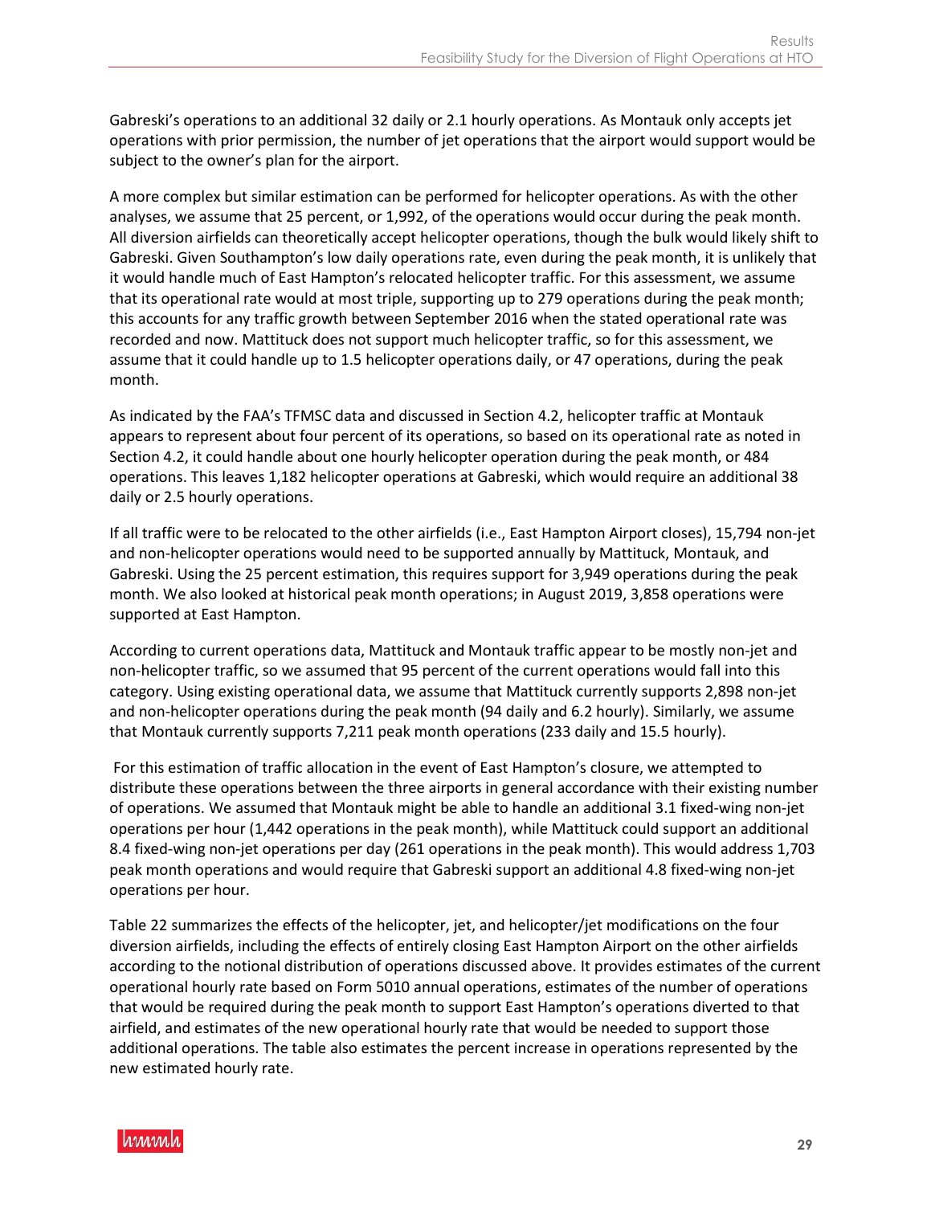Gabreski's operations to an additional 32 daily or 2.1 hourly operations. As Montauk only accepts jet operations with prior permission, the number of jet operations that the airport would support would be subject to the owner's plan for the airport.

A more complex but similar estimation can be performed for helicopter operations. As with the other analyses, we assume that 25 percent, or 1,992, of the operations would occur during the peak month. All diversion airfields can theoretically accept helicopter operations, though the bulk would likely shift to Gabreski. Given Southampton's low daily operations rate, even during the peak month, it is unlikely that it would handle much of East Hampton's relocated helicopter traffic. For this assessment, we assume that its operational rate would at most triple, supporting up to 279 operations during the peak month; this accounts for any traffic growth between September 2016 when the stated operational rate was recorded and now. Mattituck does not support much helicopter traffic, so for this assessment, we assume that it could handle up to 1.5 helicopter operations daily, or 47 operations, during the peak month.

As indicated by the FAA's TFMSC data and discussed in Section 4.2, helicopter traffic at Montauk appears to represent about four percent of its operations, so based on its operational rate as noted in Section 4.2, it could handle about one hourly helicopter operation during the peak month, or 484 operations. This leaves 1,182 helicopter operations at Gabreski, which would require an additional 38 daily or 2.5 hourly operations.

If all traffic were to be relocated to the other airfields (i.e., East Hampton Airport closes), 15,794 non-jet and non-helicopter operations would need to be supported annually by Mattituck, Montauk, and Gabreski. Using the 25 percent estimation, this requires support for 3,949 operations during the peak month. We also looked at historical peak month operations; in August 2019, 3,858 operations were supported at East Hampton.

According to current operations data, Mattituck and Montauk traffic appear to be mostly non-jet and non-helicopter traffic, so we assumed that 95 percent of the current operations would fall into this category. Using existing operational data, we assume that Mattituck currently supports 2,898 non-jet and non-helicopter operations during the peak month (94 daily and 6.2 hourly). Similarly, we assume that Montauk currently supports 7,211 peak month operations (233 daily and 15.5 hourly).

For this estimation of traffic allocation in the event of East Hampton's closure, we attempted to distribute these operations between the three airports in general accordance with their existing number of operations. We assumed that Montauk might be able to handle an additional 3.1 fixed-wing non-jet operations per hour (1,442 operations in the peak month), while Mattituck could support an additional 8.4 fixed-wing non-jet operations per day (261 operations in the peak month). This would address 1,703 peak month operations and would require that Gabreski support an additional 4.8 fixed-wing non-jet operations per hour.

Table 22 summarizes the effects of the helicopter, jet, and helicopter/jet modifications on the four diversion airfields, including the effects of entirely closing East Hampton Airport on the other airfields according to the notional distribution of operations discussed above. It provides estimates of the current operational hourly rate based on Form 5010 annual operations, estimates of the number of operations that would be required during the peak month to support East Hampton's operations diverted to that airfield, and estimates of the new operational hourly rate that would be needed to support those additional operations. The table also estimates the percent increase in operations represented by the new estimated hourly rate.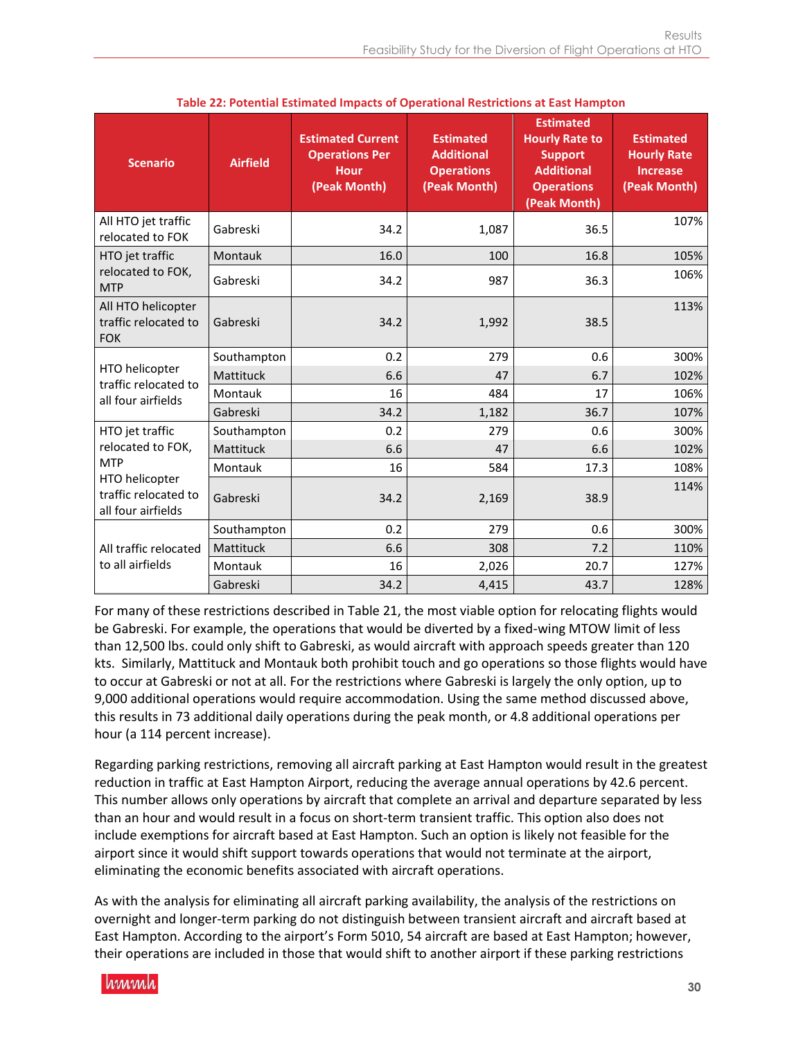**Table 22: Potential Estimated Impacts of Operational Restrictions at East Hampton**

| Scenario | Airfield | Estimated Current Operations Per Hour (Peak Month) | Estimated Additional Operations (Peak Month) | Estimated Hourly Rate to Support Additional Operations (Peak Month) | Estimated Hourly Rate Increase (Peak Month) |
|---|---|---|---|---|---|
| All HTO jet traffic relocated to FOK | Gabreski | 34.2 | 1,087 | 36.5 | 107% |
| HTO jet traffic relocated to FOK, MTP | Montauk | 16.0 | 100 | 16.8 | 105% |
| | Gabreski | 34.2 | 987 | 36.3 | 106% |
| All HTO helicopter traffic relocated to FOK | Gabreski | 34.2 | 1,992 | 38.5 | 113% |
| HTO helicopter traffic relocated to all four airfields | Southampton | 0.2 | 279 | 0.6 | 300% |
| | Mattituck | 6.6 | 47 | 6.7 | 102% |
| | Montauk | 16 | 484 | 17 | 106% |
| | Gabreski | 34.2 | 1,182 | 36.7 | 107% |
| HTO jet traffic relocated to FOK, MTP HTO helicopter traffic relocated to all four airfields | Southampton | 0.2 | 279 | 0.6 | 300% |
| | Mattituck | 6.6 | 47 | 6.6 | 102% |
| | Montauk | 16 | 584 | 17.3 | 108% |
| | Gabreski | 34.2 | 2,169 | 38.9 | 114% |
| All traffic relocated to all airfields | Southampton | 0.2 | 279 | 0.6 | 300% |
| | Mattituck | 6.6 | 308 | 7.2 | 110% |
| | Montauk | 16 | 2,026 | 20.7 | 127% |
| | Gabreski | 34.2 | 4,415 | 43.7 | 128% |

For many of these restrictions described in Table 21, the most viable option for relocating flights would be Gabreski. For example, the operations that would be diverted by a fixed-wing MTOW limit of less than 12,500 lbs. could only shift to Gabreski, as would aircraft with approach speeds greater than 120 kts. Similarly, Mattituck and Montauk both prohibit touch and go operations so those flights would have to occur at Gabreski or not at all. For the restrictions where Gabreski is largely the only option, up to 9,000 additional operations would require accommodation. Using the same method discussed above, this results in 73 additional daily operations during the peak month, or 4.8 additional operations per hour (a 114 percent increase).

Regarding parking restrictions, removing all aircraft parking at East Hampton would result in the greatest reduction in traffic at East Hampton Airport, reducing the average annual operations by 42.6 percent. This number allows only operations by aircraft that complete an arrival and departure separated by less than an hour and would result in a focus on short-term transient traffic. This option also does not include exemptions for aircraft based at East Hampton. Such an option is likely not feasible for the airport since it would shift support towards operations that would not terminate at the airport, eliminating the economic benefits associated with aircraft operations.

As with the analysis for eliminating all aircraft parking availability, the analysis of the restrictions on overnight and longer-term parking do not distinguish between transient aircraft and aircraft based at East Hampton. According to the airport's Form 5010, 54 aircraft are based at East Hampton; however, their operations are included in those that would shift to another airport if these parking restrictions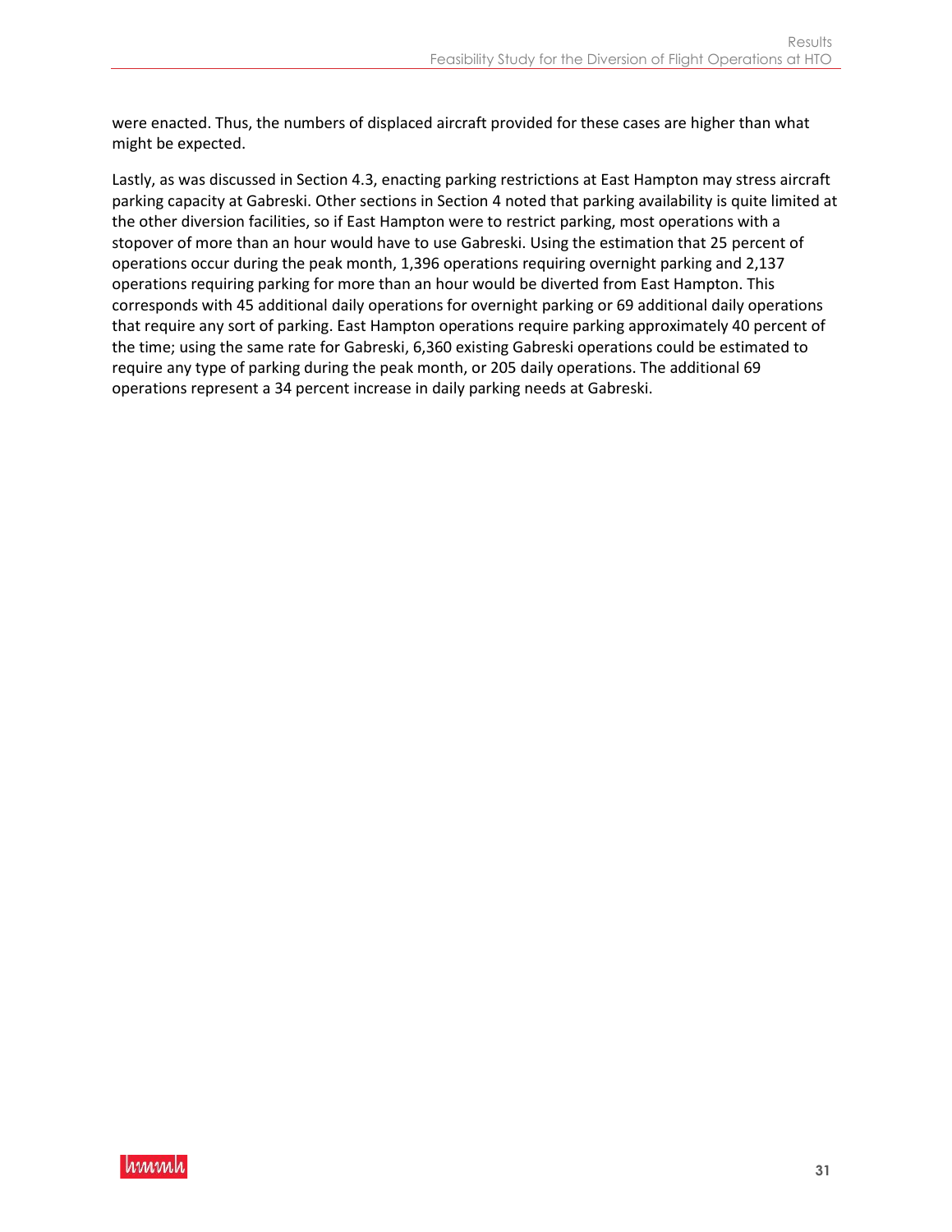were enacted. Thus, the numbers of displaced aircraft provided for these cases are higher than what might be expected.

Lastly, as was discussed in Section 4.3, enacting parking restrictions at East Hampton may stress aircraft parking capacity at Gabreski. Other sections in Section 4 noted that parking availability is quite limited at the other diversion facilities, so if East Hampton were to restrict parking, most operations with a stopover of more than an hour would have to use Gabreski. Using the estimation that 25 percent of operations occur during the peak month, 1,396 operations requiring overnight parking and 2,137 operations requiring parking for more than an hour would be diverted from East Hampton. This corresponds with 45 additional daily operations for overnight parking or 69 additional daily operations that require any sort of parking. East Hampton operations require parking approximately 40 percent of the time; using the same rate for Gabreski, 6,360 existing Gabreski operations could be estimated to require any type of parking during the peak month, or 205 daily operations. The additional 69 operations represent a 34 percent increase in daily parking needs at Gabreski.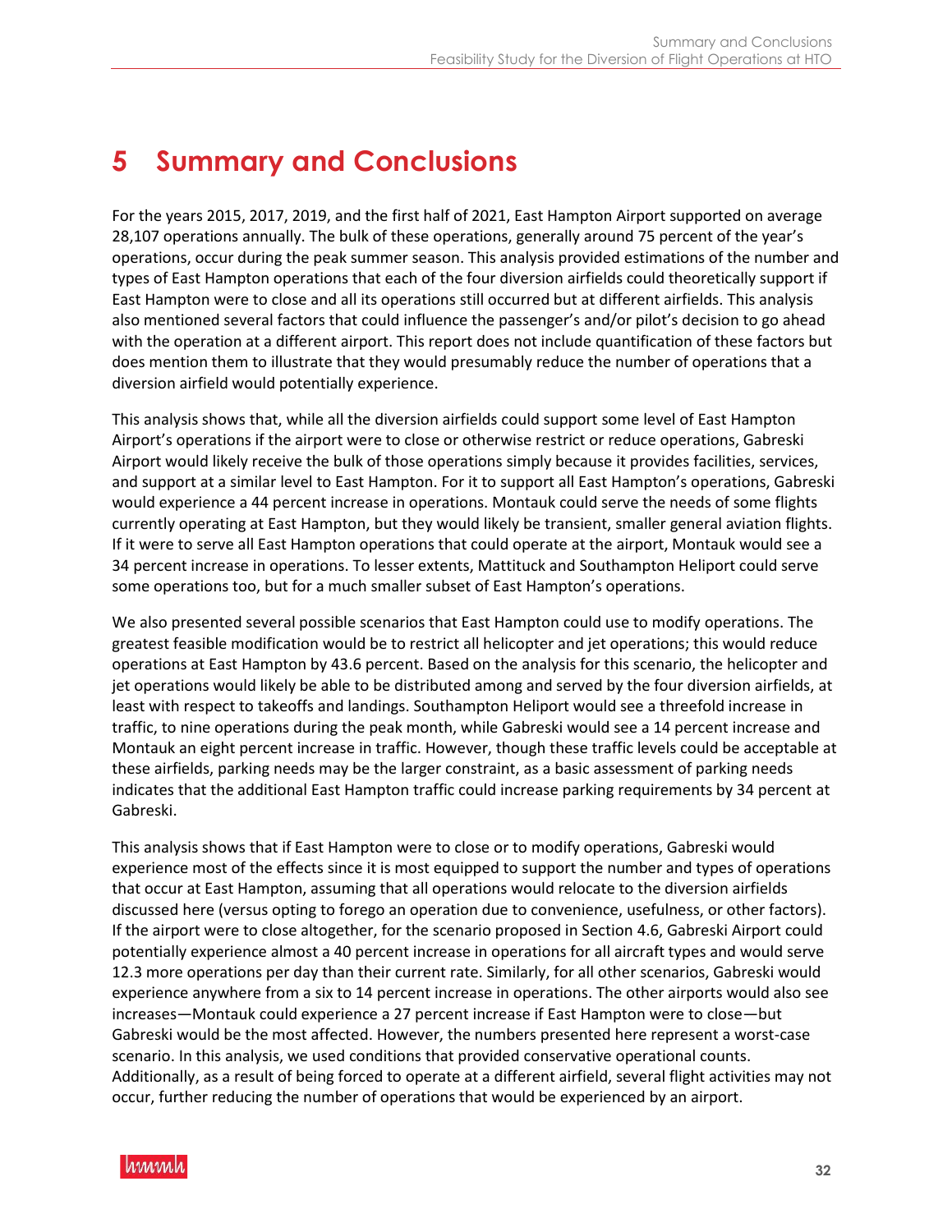# 5 Summary and Conclusions

For the years 2015, 2017, 2019, and the first half of 2021, East Hampton Airport supported on average 28,107 operations annually. The bulk of these operations, generally around 75 percent of the year's operations, occur during the peak summer season. This analysis provided estimations of the number and types of East Hampton operations that each of the four diversion airfields could theoretically support if East Hampton were to close and all its operations still occurred but at different airfields. This analysis also mentioned several factors that could influence the passenger's and/or pilot's decision to go ahead with the operation at a different airport. This report does not include quantification of these factors but does mention them to illustrate that they would presumably reduce the number of operations that a diversion airfield would potentially experience.

This analysis shows that, while all the diversion airfields could support some level of East Hampton Airport's operations if the airport were to close or otherwise restrict or reduce operations, Gabreski Airport would likely receive the bulk of those operations simply because it provides facilities, services, and support at a similar level to East Hampton. For it to support all East Hampton's operations, Gabreski would experience a 44 percent increase in operations. Montauk could serve the needs of some flights currently operating at East Hampton, but they would likely be transient, smaller general aviation flights. If it were to serve all East Hampton operations that could operate at the airport, Montauk would see a 34 percent increase in operations. To lesser extents, Mattituck and Southampton Heliport could serve some operations too, but for a much smaller subset of East Hampton's operations.

We also presented several possible scenarios that East Hampton could use to modify operations. The greatest feasible modification would be to restrict all helicopter and jet operations; this would reduce operations at East Hampton by 43.6 percent. Based on the analysis for this scenario, the helicopter and jet operations would likely be able to be distributed among and served by the four diversion airfields, at least with respect to takeoffs and landings. Southampton Heliport would see a threefold increase in traffic, to nine operations during the peak month, while Gabreski would see a 14 percent increase and Montauk an eight percent increase in traffic. However, though these traffic levels could be acceptable at these airfields, parking needs may be the larger constraint, as a basic assessment of parking needs indicates that the additional East Hampton traffic could increase parking requirements by 34 percent at Gabreski.

This analysis shows that if East Hampton were to close or to modify operations, Gabreski would experience most of the effects since it is most equipped to support the number and types of operations that occur at East Hampton, assuming that all operations would relocate to the diversion airfields discussed here (versus opting to forego an operation due to convenience, usefulness, or other factors). If the airport were to close altogether, for the scenario proposed in Section 4.6, Gabreski Airport could potentially experience almost a 40 percent increase in operations for all aircraft types and would serve 12.3 more operations per day than their current rate. Similarly, for all other scenarios, Gabreski would experience anywhere from a six to 14 percent increase in operations. The other airports would also see increases—Montauk could experience a 27 percent increase if East Hampton were to close—but Gabreski would be the most affected. However, the numbers presented here represent a worst-case scenario. In this analysis, we used conditions that provided conservative operational counts. Additionally, as a result of being forced to operate at a different airfield, several flight activities may not occur, further reducing the number of operations that would be experienced by an airport.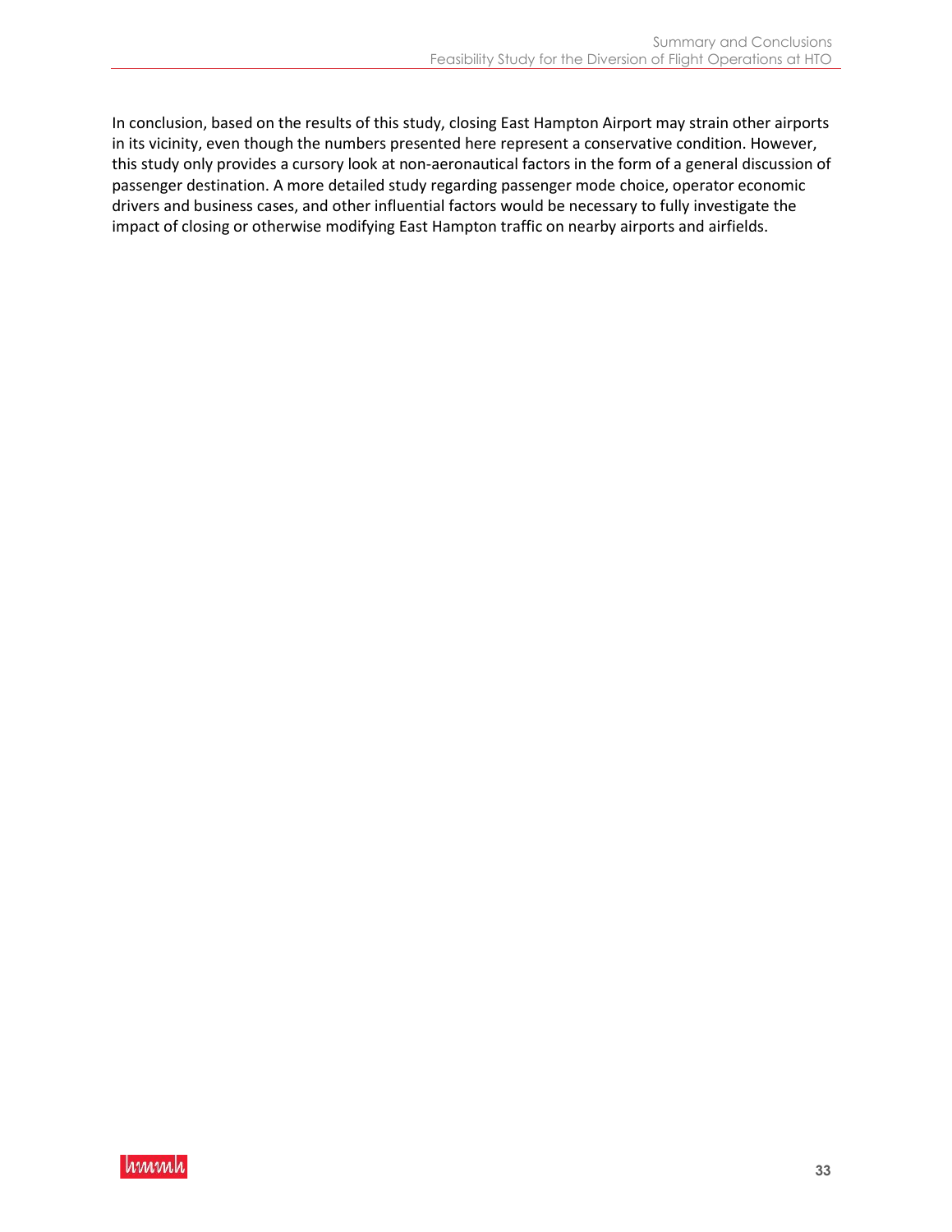In conclusion, based on the results of this study, closing East Hampton Airport may strain other airports in its vicinity, even though the numbers presented here represent a conservative condition. However, this study only provides a cursory look at non-aeronautical factors in the form of a general discussion of passenger destination. A more detailed study regarding passenger mode choice, operator economic drivers and business cases, and other influential factors would be necessary to fully investigate the impact of closing or otherwise modifying East Hampton traffic on nearby airports and airfields.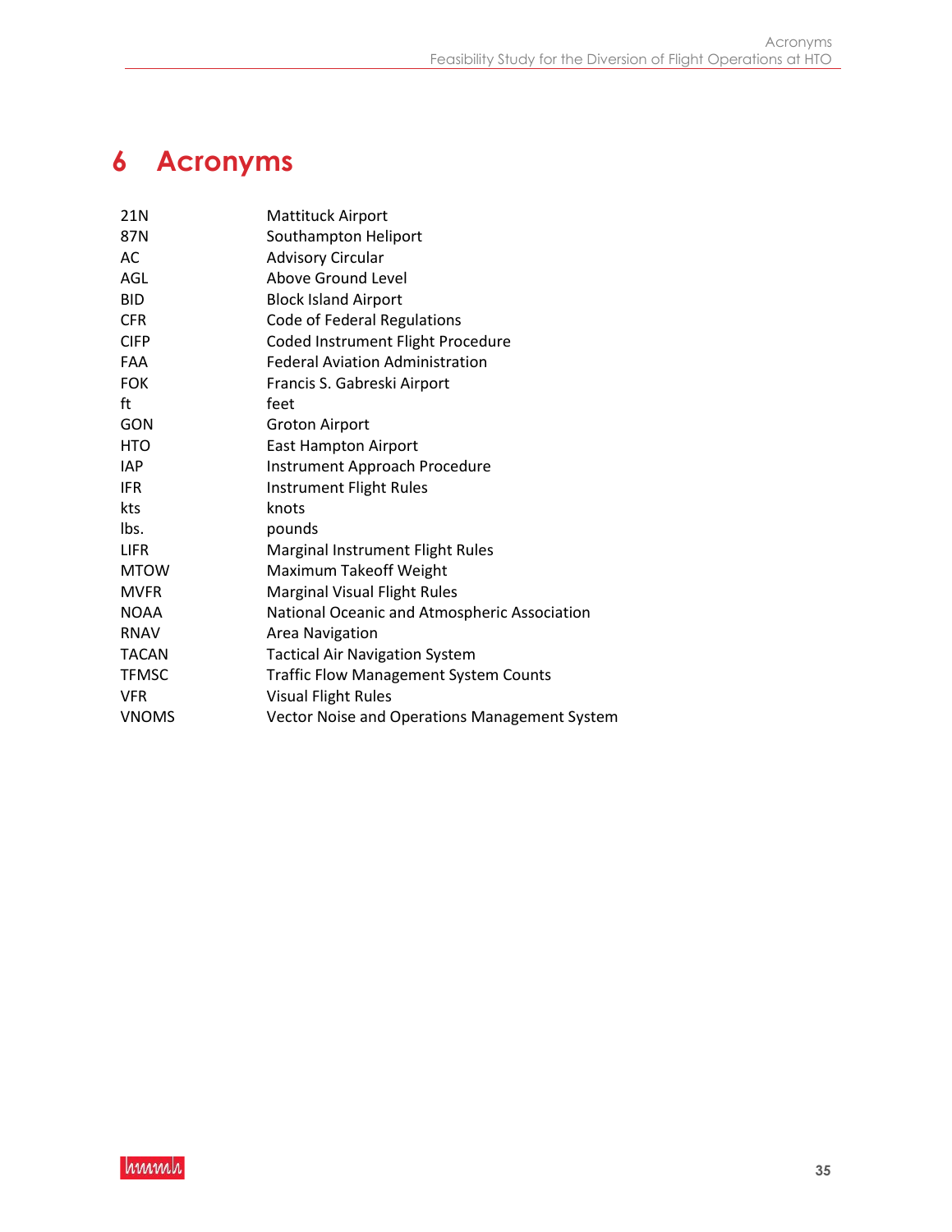# 6 Acronyms

| | |
|---|---|
| 21N | Mattituck Airport |
| 87N | Southampton Heliport |
| AC | Advisory Circular |
| AGL | Above Ground Level |
| BID | Block Island Airport |
| CFR | Code of Federal Regulations |
| CIFP | Coded Instrument Flight Procedure |
| FAA | Federal Aviation Administration |
| FOK | Francis S. Gabreski Airport |
| ft | feet |
| GON | Groton Airport |
| HTO | East Hampton Airport |
| IAP | Instrument Approach Procedure |
| IFR | Instrument Flight Rules |
| kts | knots |
| lbs. | pounds |
| LIFR | Marginal Instrument Flight Rules |
| MTOW | Maximum Takeoff Weight |
| MVFR | Marginal Visual Flight Rules |
| NOAA | National Oceanic and Atmospheric Association |
| RNAV | Area Navigation |
| TACAN | Tactical Air Navigation System |
| TFMSC | Traffic Flow Management System Counts |
| VFR | Visual Flight Rules |
| VNOMS | Vector Noise and Operations Management System |